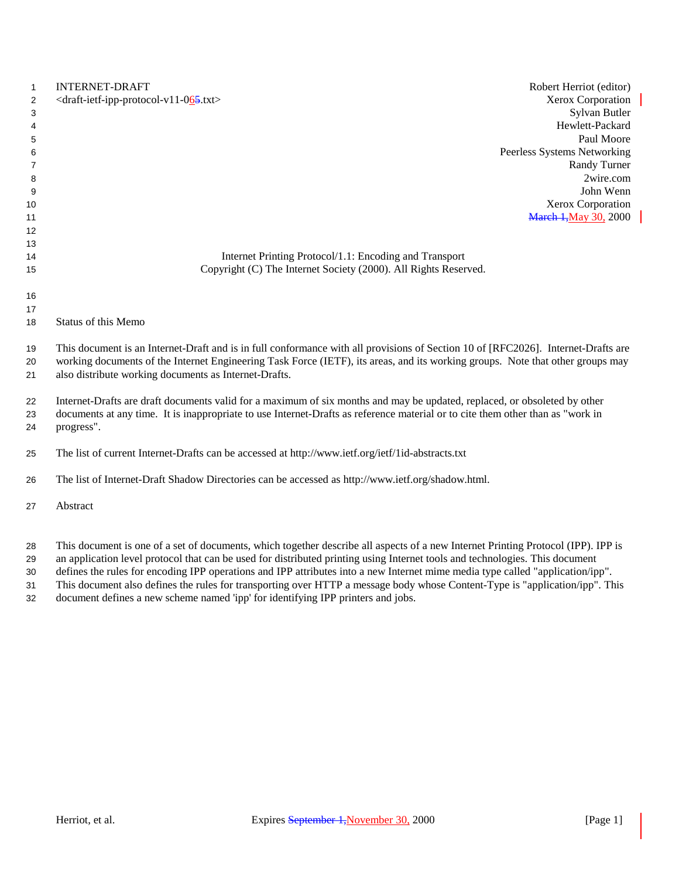INTERNET-DRAFT
<draft-ietf-ipp-protocol-v11-065.txt>

Robert Herriot (editor)
Xerox Corporation
Sylvan Butler
Hewlett-Packard
Paul Moore
Peerless Systems Networking
Randy Turner
2wire.com
John Wenn
Xerox Corporation
March 1,May 30, 2000

# Internet Printing Protocol/1.1: Encoding and Transport

Copyright (C) The Internet Society (2000). All Rights Reserved.

## Status of this Memo

This document is an Internet-Draft and is in full conformance with all provisions of Section 10 of [RFC2026]. Internet-Drafts are working documents of the Internet Engineering Task Force (IETF), its areas, and its working groups. Note that other groups may also distribute working documents as Internet-Drafts.

Internet-Drafts are draft documents valid for a maximum of six months and may be updated, replaced, or obsoleted by other documents at any time. It is inappropriate to use Internet-Drafts as reference material or to cite them other than as "work in progress".

The list of current Internet-Drafts can be accessed at http://www.ietf.org/ietf/1id-abstracts.txt

The list of Internet-Draft Shadow Directories can be accessed as http://www.ietf.org/shadow.html.

## Abstract

This document is one of a set of documents, which together describe all aspects of a new Internet Printing Protocol (IPP). IPP is an application level protocol that can be used for distributed printing using Internet tools and technologies. This document defines the rules for encoding IPP operations and IPP attributes into a new Internet mime media type called "application/ipp". This document also defines the rules for transporting over HTTP a message body whose Content-Type is "application/ipp". This document defines a new scheme named 'ipp' for identifying IPP printers and jobs.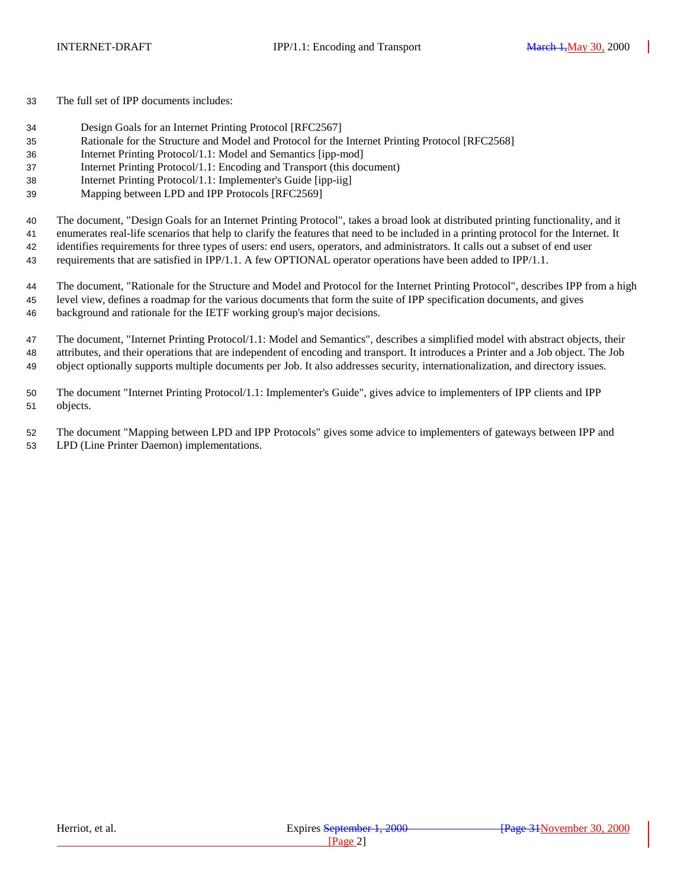The full set of IPP documents includes:

- Design Goals for an Internet Printing Protocol [RFC2567]
- Rationale for the Structure and Model and Protocol for the Internet Printing Protocol [RFC2568]
- Internet Printing Protocol/1.1: Model and Semantics [ipp-mod]
- Internet Printing Protocol/1.1: Encoding and Transport (this document)
- Internet Printing Protocol/1.1: Implementer's Guide [ipp-iig]
- Mapping between LPD and IPP Protocols [RFC2569]

The document, "Design Goals for an Internet Printing Protocol", takes a broad look at distributed printing functionality, and it enumerates real-life scenarios that help to clarify the features that need to be included in a printing protocol for the Internet. It identifies requirements for three types of users: end users, operators, and administrators. It calls out a subset of end user requirements that are satisfied in IPP/1.1. A few OPTIONAL operator operations have been added to IPP/1.1.

The document, "Rationale for the Structure and Model and Protocol for the Internet Printing Protocol", describes IPP from a high level view, defines a roadmap for the various documents that form the suite of IPP specification documents, and gives background and rationale for the IETF working group's major decisions.

The document, "Internet Printing Protocol/1.1: Model and Semantics", describes a simplified model with abstract objects, their attributes, and their operations that are independent of encoding and transport. It introduces a Printer and a Job object. The Job object optionally supports multiple documents per Job. It also addresses security, internationalization, and directory issues.

The document "Internet Printing Protocol/1.1: Implementer's Guide", gives advice to implementers of IPP clients and IPP objects.

The document "Mapping between LPD and IPP Protocols" gives some advice to implementers of gateways between IPP and LPD (Line Printer Daemon) implementations.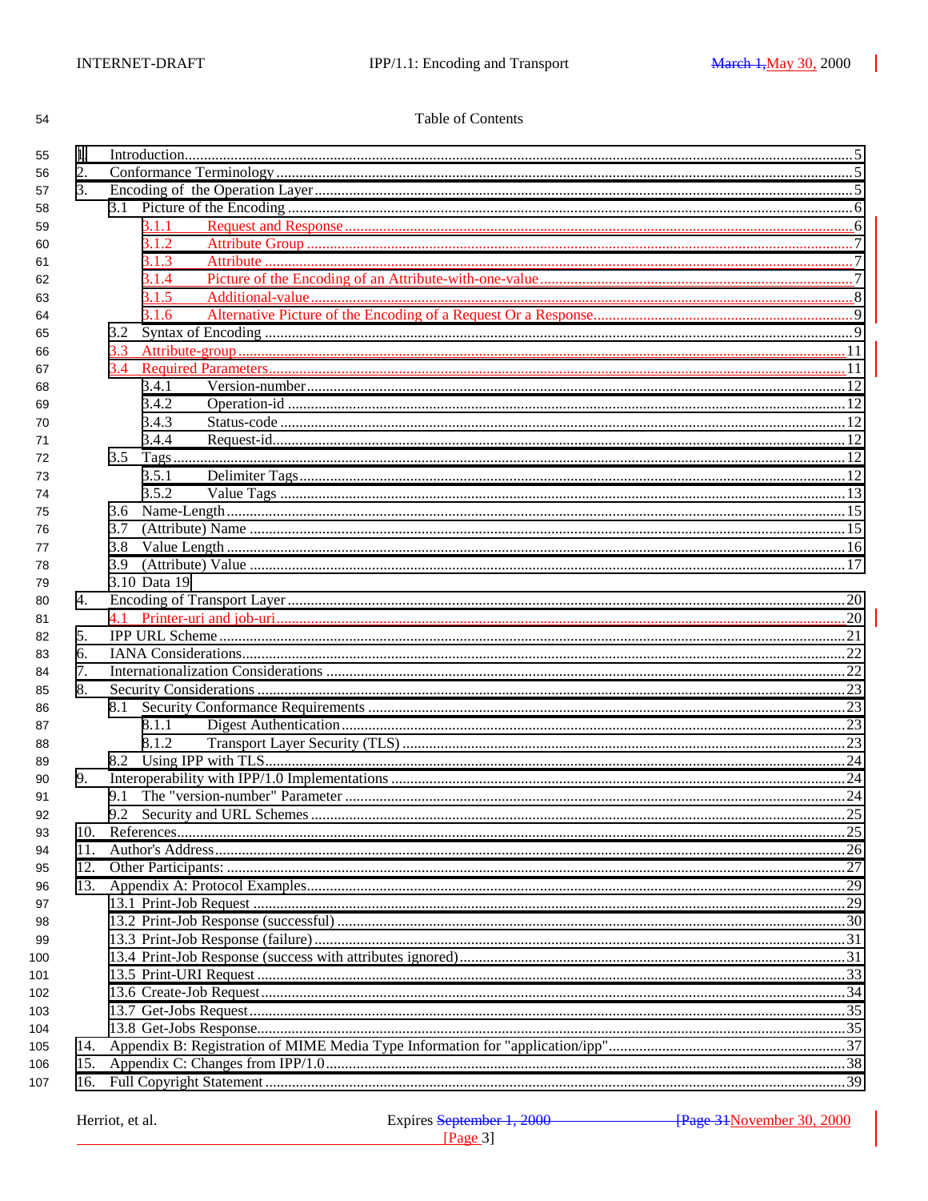Table of Contents

1. Introduction .....5
2. Conformance Terminology .....5
3. Encoding of the Operation Layer .....5
   - 3.1 Picture of the Encoding .....6
     - 3.1.1 Request and Response .....6
     - 3.1.2 Attribute Group .....7
     - 3.1.3 Attribute .....7
     - 3.1.4 Picture of the Encoding of an Attribute-with-one-value .....7
     - 3.1.5 Additional-value .....8
     - 3.1.6 Alternative Picture of the Encoding of a Request Or a Response .....9
   - 3.2 Syntax of Encoding .....9
   - 3.3 Attribute-group .....11
   - 3.4 Required Parameters .....11
     - 3.4.1 Version-number .....12
     - 3.4.2 Operation-id .....12
     - 3.4.3 Status-code .....12
     - 3.4.4 Request-id .....12
   - 3.5 Tags .....12
     - 3.5.1 Delimiter Tags .....12
     - 3.5.2 Value Tags .....13
   - 3.6 Name-Length .....15
   - 3.7 (Attribute) Name .....15
   - 3.8 Value Length .....16
   - 3.9 (Attribute) Value .....17
   - 3.10 Data 19
4. Encoding of Transport Layer .....20
   - 4.1 Printer-uri and job-uri .....20
5. IPP URL Scheme .....21
6. IANA Considerations .....22
7. Internationalization Considerations .....22
8. Security Considerations .....23
   - 8.1 Security Conformance Requirements .....23
     - 8.1.1 Digest Authentication .....23
     - 8.1.2 Transport Layer Security (TLS) .....23
   - 8.2 Using IPP with TLS .....24
9. Interoperability with IPP/1.0 Implementations .....24
   - 9.1 The "version-number" Parameter .....24
   - 9.2 Security and URL Schemes .....25
10. References .....25
11. Author's Address .....26
12. Other Participants: .....27
13. Appendix A: Protocol Examples .....29
    - 13.1 Print-Job Request .....29
    - 13.2 Print-Job Response (successful) .....30
    - 13.3 Print-Job Response (failure) .....31
    - 13.4 Print-Job Response (success with attributes ignored) .....31
    - 13.5 Print-URI Request .....33
    - 13.6 Create-Job Request .....34
    - 13.7 Get-Jobs Request .....35
    - 13.8 Get-Jobs Response .....35
14. Appendix B: Registration of MIME Media Type Information for "application/ipp" .....37
15. Appendix C: Changes from IPP/1.0 .....38
16. Full Copyright Statement .....39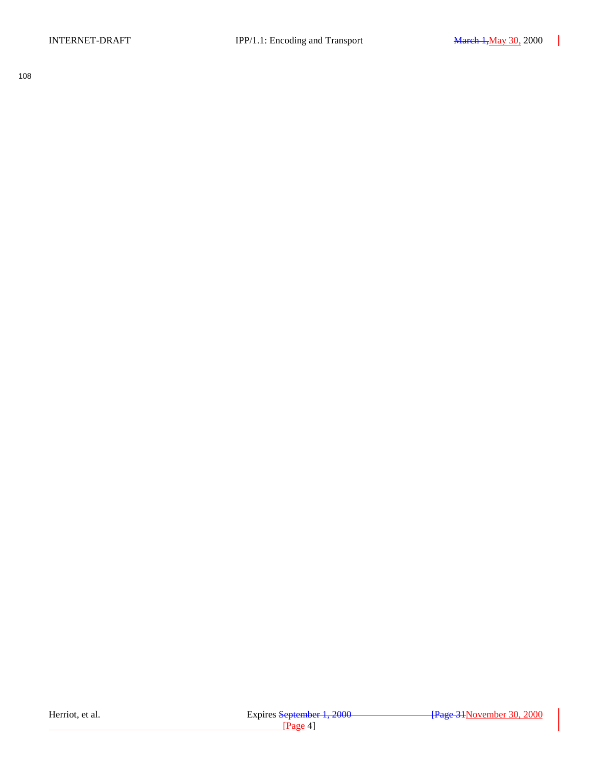108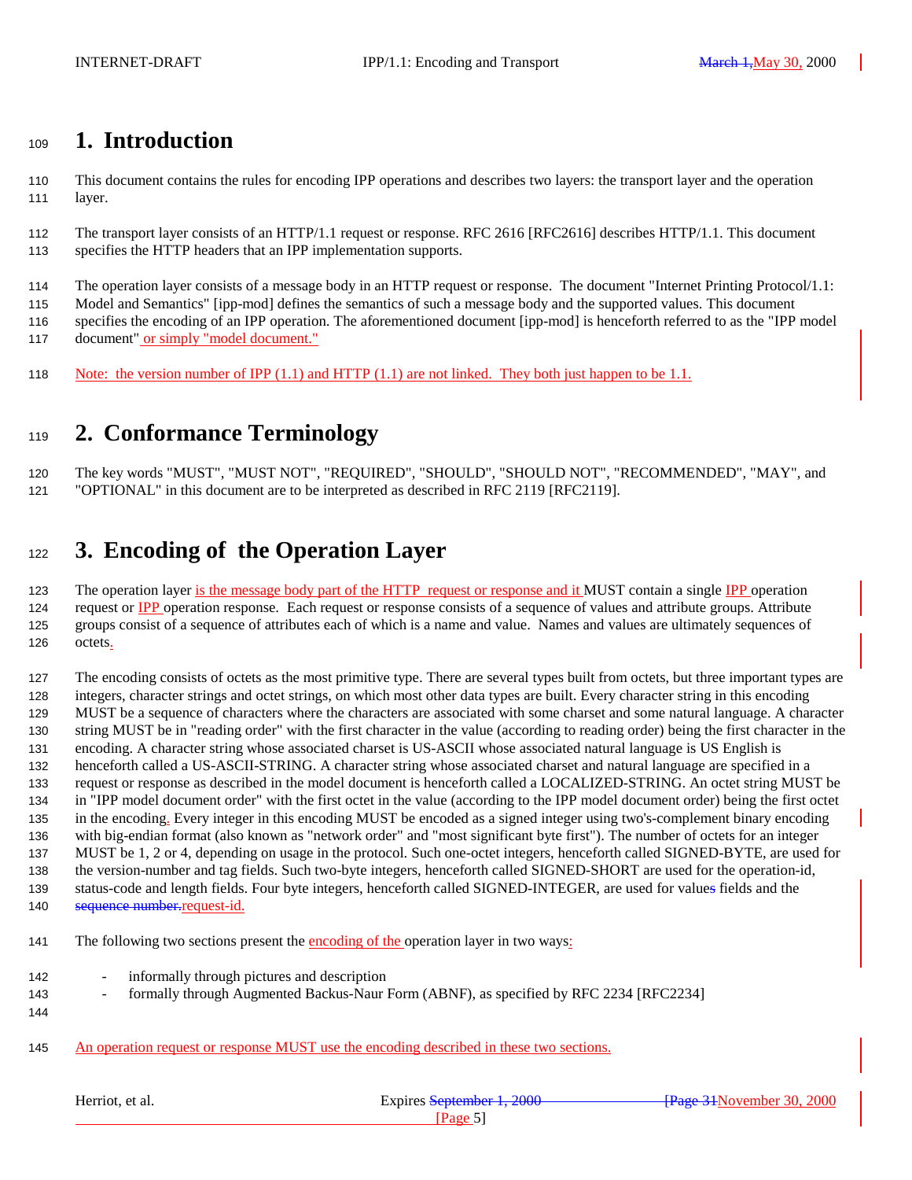# 1. Introduction

This document contains the rules for encoding IPP operations and describes two layers: the transport layer and the operation layer.

The transport layer consists of an HTTP/1.1 request or response. RFC 2616 [RFC2616] describes HTTP/1.1. This document specifies the HTTP headers that an IPP implementation supports.

The operation layer consists of a message body in an HTTP request or response. The document "Internet Printing Protocol/1.1: Model and Semantics" [ipp-mod] defines the semantics of such a message body and the supported values. This document specifies the encoding of an IPP operation. The aforementioned document [ipp-mod] is henceforth referred to as the "IPP model document" or simply "model document."

Note: the version number of IPP (1.1) and HTTP (1.1) are not linked. They both just happen to be 1.1.

# 2. Conformance Terminology

The key words "MUST", "MUST NOT", "REQUIRED", "SHOULD", "SHOULD NOT", "RECOMMENDED", "MAY", and "OPTIONAL" in this document are to be interpreted as described in RFC 2119 [RFC2119].

# 3. Encoding of the Operation Layer

The operation layer is the message body part of the HTTP request or response and it MUST contain a single IPP operation request or IPP operation response. Each request or response consists of a sequence of values and attribute groups. Attribute groups consist of a sequence of attributes each of which is a name and value. Names and values are ultimately sequences of octets.

The encoding consists of octets as the most primitive type. There are several types built from octets, but three important types are integers, character strings and octet strings, on which most other data types are built. Every character string in this encoding MUST be a sequence of characters where the characters are associated with some charset and some natural language. A character string MUST be in "reading order" with the first character in the value (according to reading order) being the first character in the encoding. A character string whose associated charset is US-ASCII whose associated natural language is US English is henceforth called a US-ASCII-STRING. A character string whose associated charset and natural language are specified in a request or response as described in the model document is henceforth called a LOCALIZED-STRING. An octet string MUST be in "IPP model document order" with the first octet in the value (according to the IPP model document order) being the first octet in the encoding. Every integer in this encoding MUST be encoded as a signed integer using two's-complement binary encoding with big-endian format (also known as "network order" and "most significant byte first"). The number of octets for an integer MUST be 1, 2 or 4, depending on usage in the protocol. Such one-octet integers, henceforth called SIGNED-BYTE, are used for the version-number and tag fields. Such two-byte integers, henceforth called SIGNED-SHORT are used for the operation-id, status-code and length fields. Four byte integers, henceforth called SIGNED-INTEGER, are used for value fields and the request-id.

The following two sections present the encoding of the operation layer in two ways:

- informally through pictures and description
- formally through Augmented Backus-Naur Form (ABNF), as specified by RFC 2234 [RFC2234]

An operation request or response MUST use the encoding described in these two sections.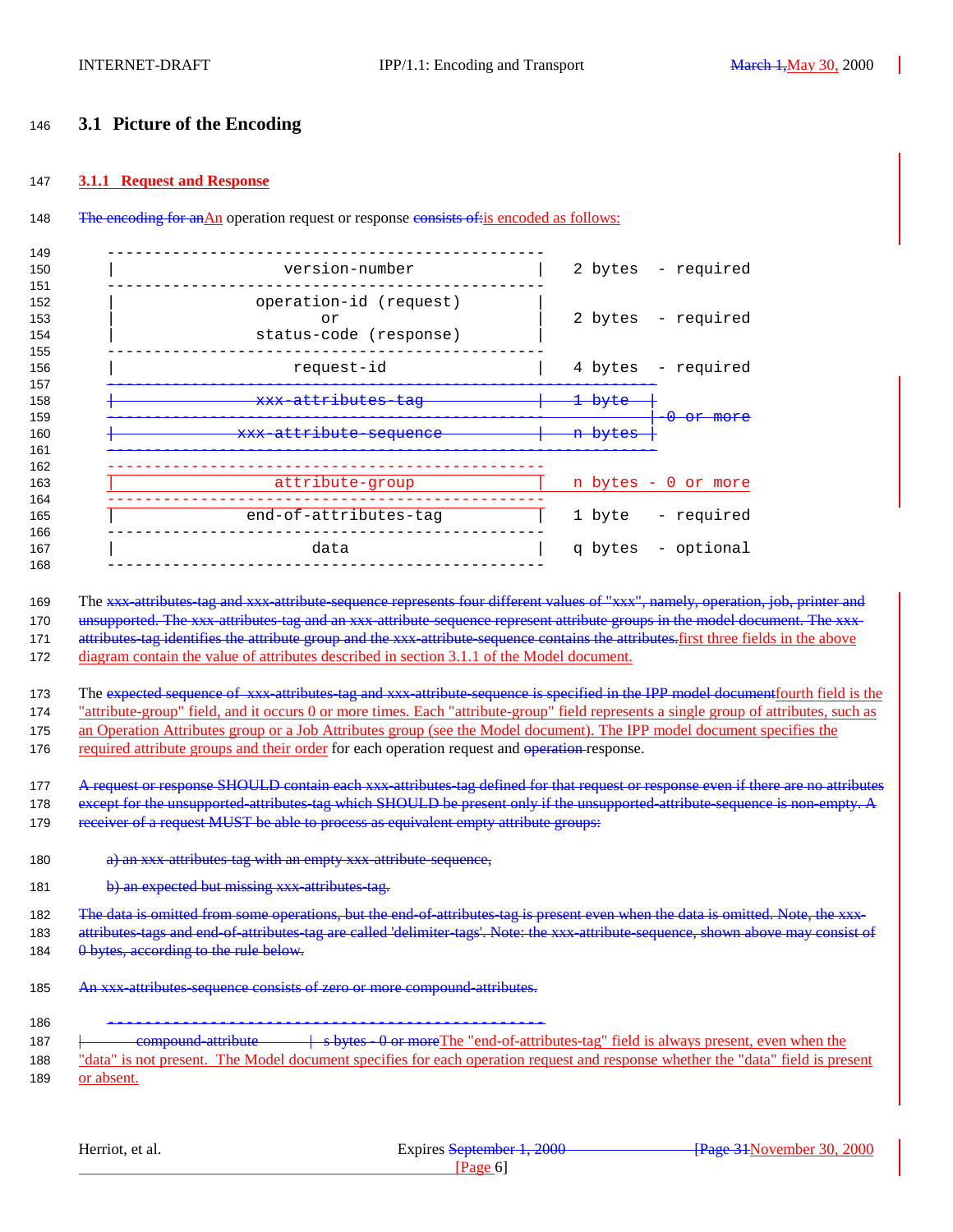## 3.1 Picture of the Encoding

### 3.1.1 Request and Response

~~The encoding for an~~An operation request or response ~~consists of:~~is encoded as follows:

```
-----------------------------------------------
|                version-number               |   2 bytes  - required
-----------------------------------------------
|             operation-id (request)          |
|                      or                     |   2 bytes  - required
|             status-code (response)          |
-----------------------------------------------
|                  request-id                 |   4 bytes  - required
-----------------------------------------------------------
|               xxx-attributes-tag            |   1 byte  |
-----------------------------------------------           |-0 or more
|             xxx-attribute-sequence          |   n bytes |
-----------------------------------------------------------
-----------------------------------------------
|                attribute-group              |   n bytes - 0 or more
-----------------------------------------------
|              end-of-attributes-tag          |   1 byte   - required
-----------------------------------------------
|                     data                    |   q bytes  - optional
-----------------------------------------------
```

The ~~xxx-attributes-tag and xxx-attribute-sequence represents four different values of "xxx", namely, operation, job, printer and unsupported. The xxx-attributes-tag and an xxx-attribute-sequence represent attribute groups in the model document. The xxx-attributes-tag identifies the attribute group and the xxx-attribute-sequence contains the attributes.~~first three fields in the above diagram contain the value of attributes described in section 3.1.1 of the Model document.

The ~~expected sequence of xxx-attributes-tag and xxx-attribute-sequence is specified in the IPP model document~~fourth field is the "attribute-group" field, and it occurs 0 or more times. Each "attribute-group" field represents a single group of attributes, such as an Operation Attributes group or a Job Attributes group (see the Model document). The IPP model document specifies the required attribute groups and their order for each operation request and ~~operation~~ response.

~~A request or response SHOULD contain each xxx-attributes-tag defined for that request or response even if there are no attributes except for the unsupported-attributes-tag which SHOULD be present only if the unsupported-attribute-sequence is non-empty. A receiver of a request MUST be able to process as equivalent empty attribute groups:~~

~~a) an xxx-attributes-tag with an empty xxx-attribute-sequence,~~

~~b) an expected but missing xxx-attributes-tag.~~

~~The data is omitted from some operations, but the end-of-attributes-tag is present even when the data is omitted. Note, the xxx-attributes-tags and end-of-attributes-tag are called 'delimiter-tags'. Note: the xxx-attribute-sequence, shown above may consist of 0 bytes, according to the rule below.~~

~~An xxx-attributes-sequence consists of zero or more compound-attributes.~~

~~-----------------------------------------------~~
~~|           compound-attribute           |  s bytes - 0 or more~~The "end-of-attributes-tag" field is always present, even when the "data" is not present. The Model document specifies for each operation request and response whether the "data" field is present or absent.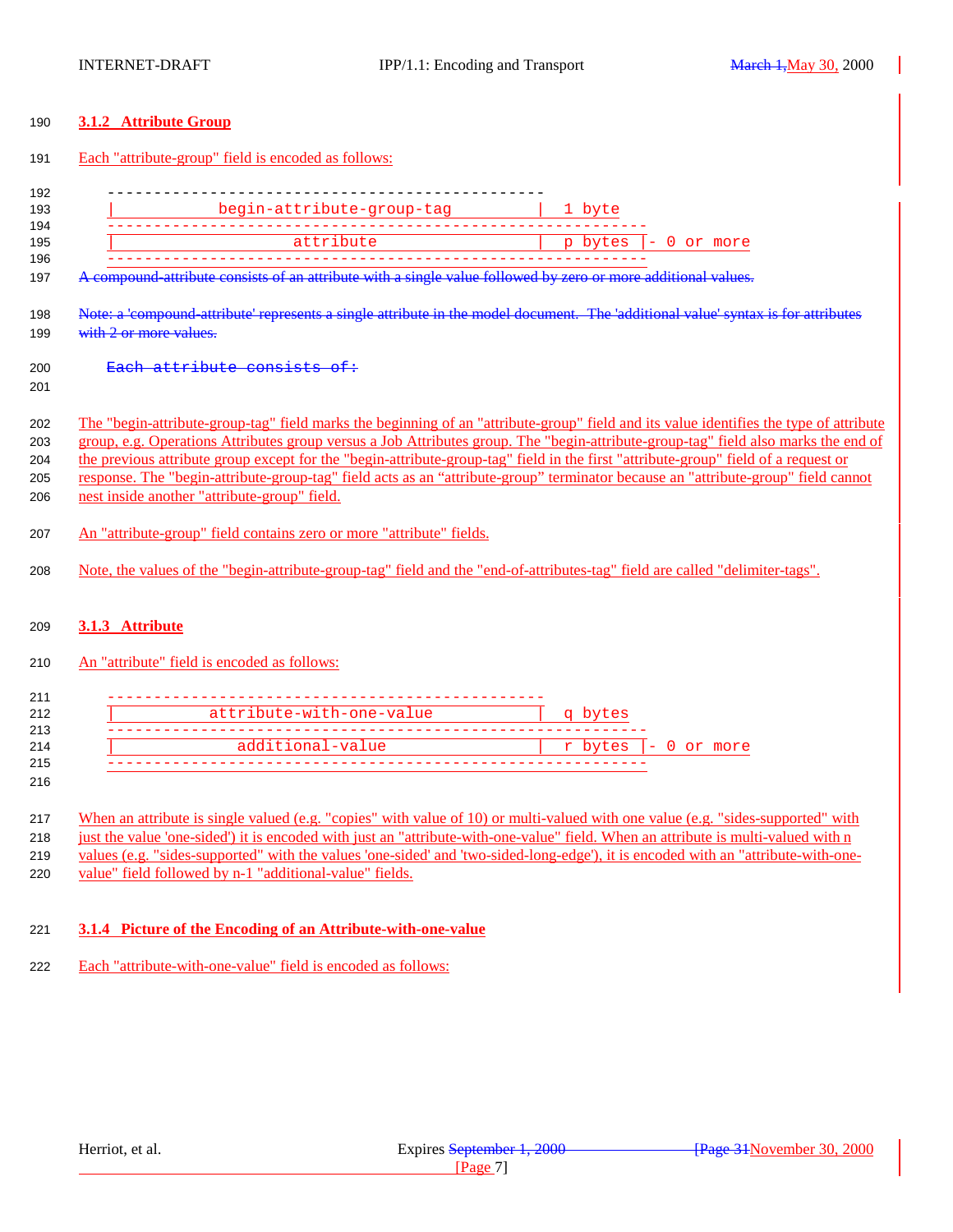### 3.1.2 Attribute Group

Each "attribute-group" field is encoded as follows:

```
    -----------------------------------------------
    |           begin-attribute-group-tag         |  1 byte
    ----------------------------------------------------------
    |                   attribute                 |  p bytes |- 0 or more
    ----------------------------------------------------------
```

A compound-attribute consists of an attribute with a single value followed by zero or more additional values.

Note: a 'compound-attribute' represents a single attribute in the model document. The 'additional value' syntax is for attributes with 2 or more values.

```
    Each attribute consists of:
```

The "begin-attribute-group-tag" field marks the beginning of an "attribute-group" field and its value identifies the type of attribute group, e.g. Operations Attributes group versus a Job Attributes group. The "begin-attribute-group-tag" field also marks the end of the previous attribute group except for the "begin-attribute-group-tag" field in the first "attribute-group" field of a request or response. The "begin-attribute-group-tag" field acts as an "attribute-group" terminator because an "attribute-group" field cannot nest inside another "attribute-group" field.

An "attribute-group" field contains zero or more "attribute" fields.

Note, the values of the "begin-attribute-group-tag" field and the "end-of-attributes-tag" field are called "delimiter-tags".

### 3.1.3 Attribute

An "attribute" field is encoded as follows:

```
    -----------------------------------------------
    |          attribute-with-one-value           |  q bytes
    ----------------------------------------------------------
    |             additional-value                |  r bytes |- 0 or more
    ----------------------------------------------------------
```

When an attribute is single valued (e.g. "copies" with value of 10) or multi-valued with one value (e.g. "sides-supported" with just the value 'one-sided') it is encoded with just an "attribute-with-one-value" field. When an attribute is multi-valued with n values (e.g. "sides-supported" with the values 'one-sided' and 'two-sided-long-edge'), it is encoded with an "attribute-with-one-value" field followed by n-1 "additional-value" fields.

### 3.1.4 Picture of the Encoding of an Attribute-with-one-value

Each "attribute-with-one-value" field is encoded as follows: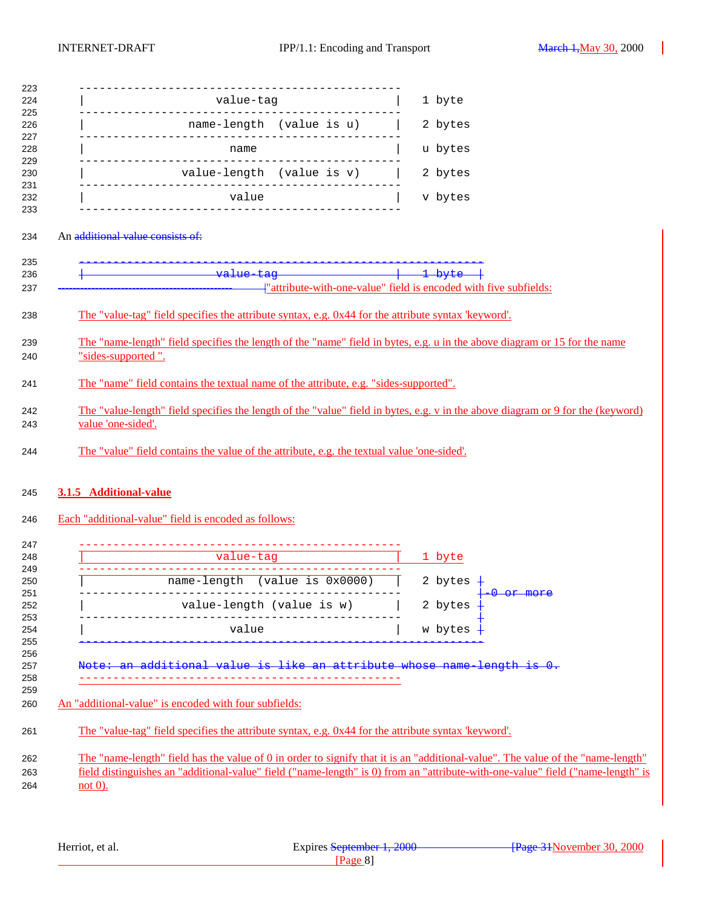```
---------------------------------------------------
|                    value-tag                    |   1 byte
---------------------------------------------------
|              name-length  (value is u)          |   2 bytes
---------------------------------------------------
|                      name                       |   u bytes
---------------------------------------------------
|             value-length  (value is v)          |   2 bytes
---------------------------------------------------
|                      value                      |   v bytes
---------------------------------------------------
```

An additional value consists of:

```
-----------------------------------------------------------
|                    value-tag                    |   1 byte   |
-----------------------------------------------------------
```

"attribute-with-one-value" field is encoded with five subfields:

The "value-tag" field specifies the attribute syntax, e.g. 0x44 for the attribute syntax 'keyword'.

The "name-length" field specifies the length of the "name" field in bytes, e.g. u in the above diagram or 15 for the name "sides-supported ".

The "name" field contains the textual name of the attribute, e.g. "sides-supported".

The "value-length" field specifies the length of the "value" field in bytes, e.g. v in the above diagram or 9 for the (keyword) value 'one-sided'.

The "value" field contains the value of the attribute, e.g. the textual value 'one-sided'.

### 3.1.5 Additional-value

Each "additional-value" field is encoded as follows:

```
---------------------------------------------------
|                    value-tag                    |   1 byte
---------------------------------------------------
|           name-length  (value is 0x0000)        |   2 bytes |
---------------------------------------------------           |-0 or more
|             value-length (value is w)           |   2 bytes |
---------------------------------------------------           |
|                      value                      |   w bytes |
-----------------------------------------------------------

Note: an additional value is like an attribute whose name-length is 0.
---------------------------------------------------
```

An "additional-value" is encoded with four subfields:

The "value-tag" field specifies the attribute syntax, e.g. 0x44 for the attribute syntax 'keyword'.

The "name-length" field has the value of 0 in order to signify that it is an "additional-value". The value of the "name-length" field distinguishes an "additional-value" field ("name-length" is 0) from an "attribute-with-one-value" field ("name-length" is not 0).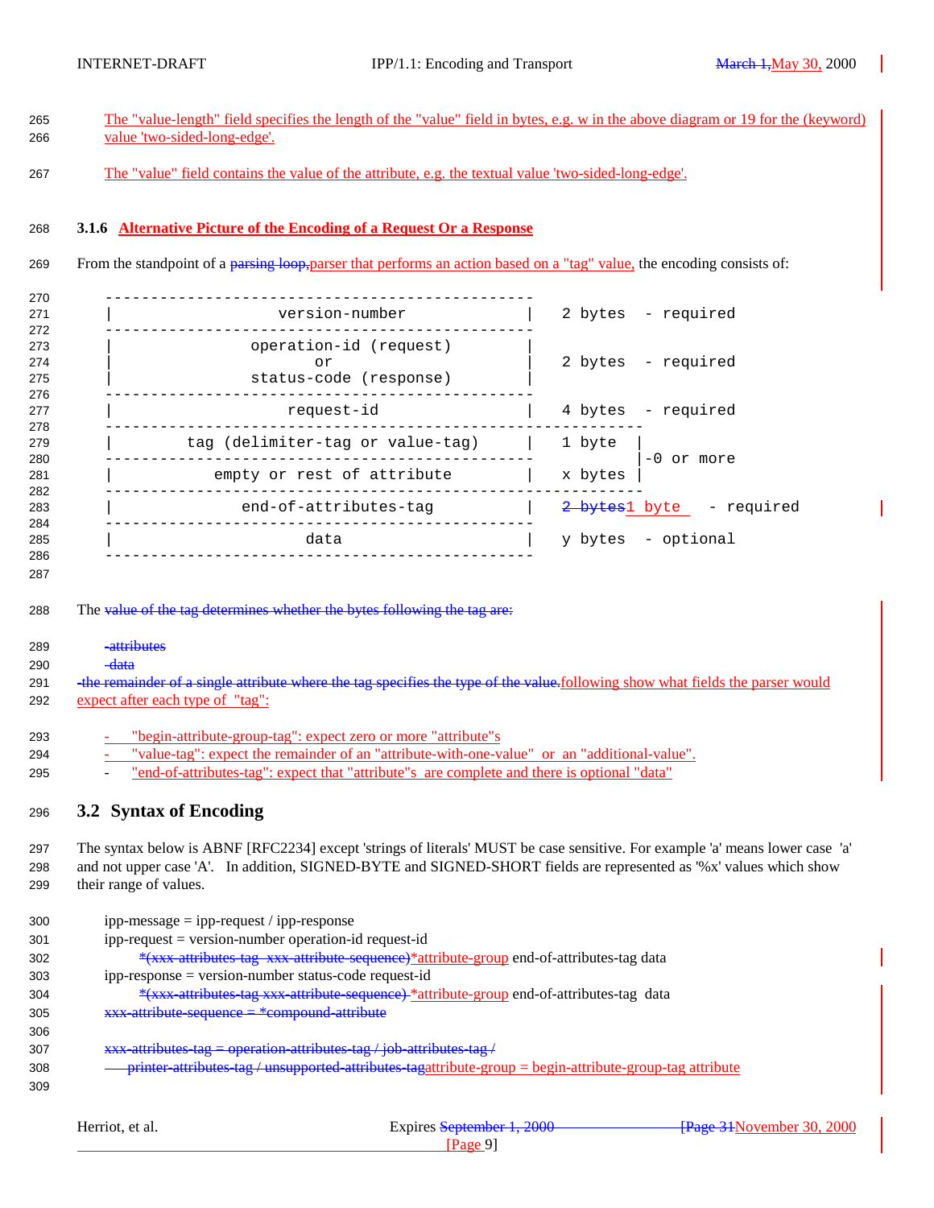The "value-length" field specifies the length of the "value" field in bytes, e.g. w in the above diagram or 19 for the (keyword) value 'two-sided-long-edge'.

The "value" field contains the value of the attribute, e.g. the textual value 'two-sided-long-edge'.

### 3.1.6 Alternative Picture of the Encoding of a Request Or a Response

From the standpoint of a ~~parsing loop,~~ parser that performs an action based on a "tag" value, the encoding consists of:

```
-----------------------------------------------
|                  version-number             |   2 bytes  - required
-----------------------------------------------
|               operation-id (request)        |
|                      or                     |   2 bytes  - required
|               status-code (response)        |
-----------------------------------------------
|                     request-id              |   4 bytes  - required
-----------------------------------------------------------
|        tag (delimiter-tag or value-tag)     |   1 byte  |
-----------------------------------------------           |-0 or more
|           empty or rest of attribute        |   x bytes |
-----------------------------------------------------------
|              end-of-attributes-tag          |   2 bytes1 byte    - required
-----------------------------------------------
|                        data                 |   y bytes  - optional
-----------------------------------------------
```

The ~~value of the tag determines whether the bytes following the tag are:~~

~~-attributes~~
~~-data~~
~~-the remainder of a single attribute where the tag specifies the type of the value.~~following show what fields the parser would expect after each type of "tag":

- "begin-attribute-group-tag": expect zero or more "attribute"s
- "value-tag": expect the remainder of an "attribute-with-one-value" or an "additional-value".
- "end-of-attributes-tag": expect that "attribute"s are complete and there is optional "data"

## 3.2 Syntax of Encoding

The syntax below is ABNF [RFC2234] except 'strings of literals' MUST be case sensitive. For example 'a' means lower case 'a' and not upper case 'A'. In addition, SIGNED-BYTE and SIGNED-SHORT fields are represented as '%x' values which show their range of values.

```
ipp-message = ipp-request / ipp-response
ipp-request = version-number operation-id request-id
      ~~*(xxx-attributes-tag  xxx-attribute-sequence)~~*attribute-group end-of-attributes-tag data
ipp-response = version-number status-code request-id
      ~~*(xxx-attributes-tag xxx-attribute-sequence)~~ *attribute-group end-of-attributes-tag  data
~~xxx-attribute-sequence = *compound-attribute~~

~~xxx-attributes-tag = operation-attributes-tag / job-attributes-tag /~~
~~    printer-attributes-tag / unsupported-attributes-tag~~attribute-group = begin-attribute-group-tag attribute
```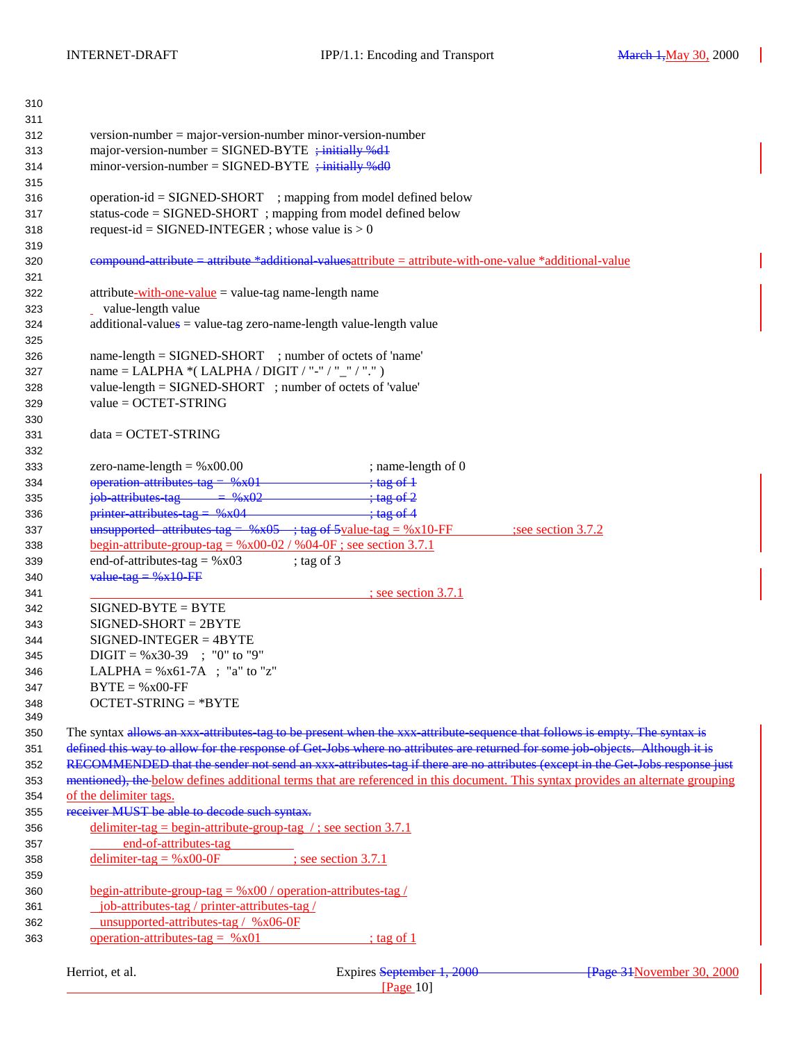```
version-number = major-version-number minor-version-number
major-version-number = SIGNED-BYTE  ; initially %d1
minor-version-number = SIGNED-BYTE  ; initially %d0

operation-id = SIGNED-SHORT    ; mapping from model defined below
status-code = SIGNED-SHORT  ; mapping from model defined below
request-id = SIGNED-INTEGER ; whose value is > 0

compound-attribute = attribute *additional-valuesattribute = attribute-with-one-value *additional-value

attribute-with-one-value = value-tag name-length name
    value-length value
additional-values = value-tag zero-name-length value-length value

name-length = SIGNED-SHORT    ; number of octets of 'name'
name = LALPHA *( LALPHA / DIGIT / "-" / "_" / "." )
value-length = SIGNED-SHORT   ; number of octets of 'value'
value = OCTET-STRING

data = OCTET-STRING

zero-name-length = %x00.00                        ; name-length of 0
operation-attributes-tag =  %x01                  ; tag of 1
job-attributes-tag       =  %x02                  ; tag of 2
printer-attributes-tag =  %x04                    ; tag of 4
unsupported- attributes-tag =  %x05    ; tag of 5value-tag = %x10-FF        ;see section 3.7.2
begin-attribute-group-tag = %x00-02 / %04-0F ; see section 3.7.1
end-of-attributes-tag = %x03             ; tag of 3
value-tag = %x10-FF
                                                  ; see section 3.7.1
SIGNED-BYTE = BYTE
SIGNED-SHORT = 2BYTE
SIGNED-INTEGER = 4BYTE
DIGIT = %x30-39   ;  "0" to "9"
LALPHA = %x61-7A   ;  "a" to "z"
BYTE = %x00-FF
OCTET-STRING = *BYTE
```

The syntax allows an xxx-attributes-tag to be present when the xxx-attribute-sequence that follows is empty. The syntax is defined this way to allow for the response of Get-Jobs where no attributes are returned for some job-objects. Although it is RECOMMENDED that the sender not send an xxx-attributes-tag if there are no attributes (except in the Get-Jobs response just mentioned), the below defines additional terms that are referenced in this document. This syntax provides an alternate grouping of the delimiter tags.

receiver MUST be able to decode such syntax.

```
delimiter-tag = begin-attribute-group-tag  / ; see section 3.7.1
      end-of-attributes-tag
delimiter-tag = %x00-0F              ; see section 3.7.1

begin-attribute-group-tag = %x00 / operation-attributes-tag /
   job-attributes-tag / printer-attributes-tag /
   unsupported-attributes-tag /  %x06-0F
operation-attributes-tag =  %x01                  ; tag of 1
```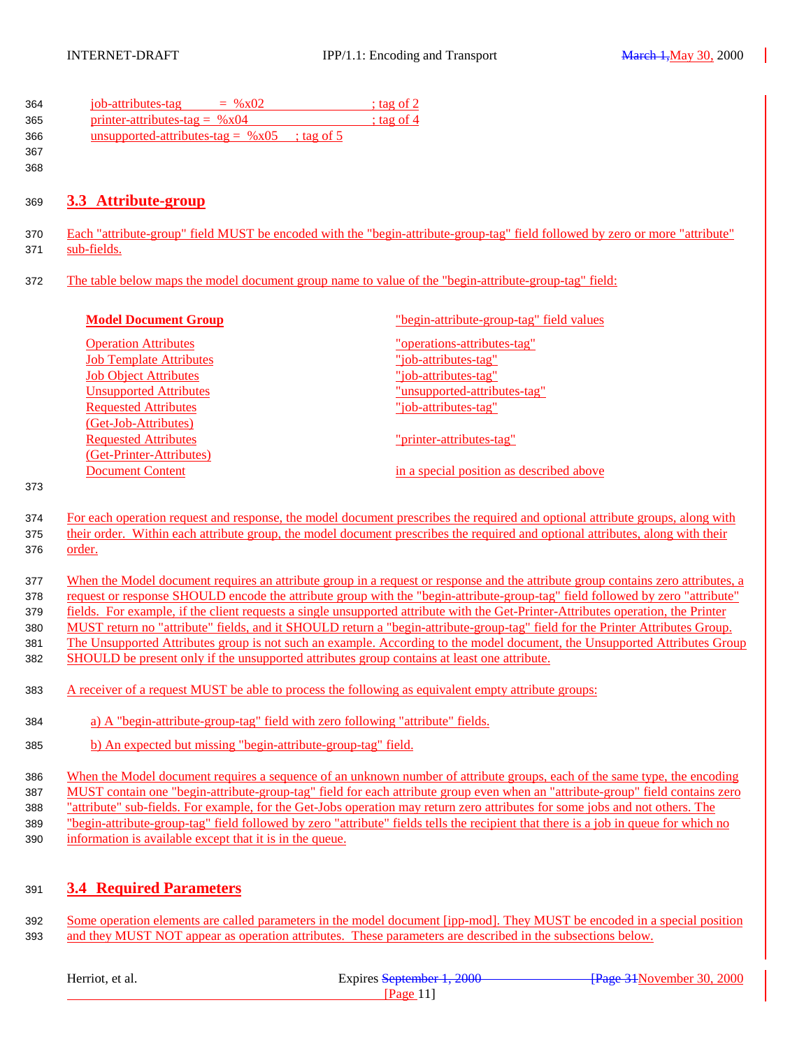```
job-attributes-tag          =  %x02                     ; tag of 2
printer-attributes-tag =  %x04                          ; tag of 4
unsupported-attributes-tag =  %x05     ; tag of 5
```

## 3.3 Attribute-group

Each "attribute-group" field MUST be encoded with the "begin-attribute-group-tag" field followed by zero or more "attribute" sub-fields.

The table below maps the model document group name to value of the "begin-attribute-group-tag" field:

| Model Document Group | "begin-attribute-group-tag" field values |
|---|---|
| Operation Attributes | "operations-attributes-tag" |
| Job Template Attributes | "job-attributes-tag" |
| Job Object Attributes | "job-attributes-tag" |
| Unsupported Attributes | "unsupported-attributes-tag" |
| Requested Attributes (Get-Job-Attributes) | "job-attributes-tag" |
| Requested Attributes (Get-Printer-Attributes) | "printer-attributes-tag" |
| Document Content | in a special position as described above |

For each operation request and response, the model document prescribes the required and optional attribute groups, along with their order. Within each attribute group, the model document prescribes the required and optional attributes, along with their order.

When the Model document requires an attribute group in a request or response and the attribute group contains zero attributes, a request or response SHOULD encode the attribute group with the "begin-attribute-group-tag" field followed by zero "attribute" fields. For example, if the client requests a single unsupported attribute with the Get-Printer-Attributes operation, the Printer MUST return no "attribute" fields, and it SHOULD return a "begin-attribute-group-tag" field for the Printer Attributes Group. The Unsupported Attributes group is not such an example. According to the model document, the Unsupported Attributes Group SHOULD be present only if the unsupported attributes group contains at least one attribute.

A receiver of a request MUST be able to process the following as equivalent empty attribute groups:

a) A "begin-attribute-group-tag" field with zero following "attribute" fields.

b) An expected but missing "begin-attribute-group-tag" field.

When the Model document requires a sequence of an unknown number of attribute groups, each of the same type, the encoding MUST contain one "begin-attribute-group-tag" field for each attribute group even when an "attribute-group" field contains zero "attribute" sub-fields. For example, for the Get-Jobs operation may return zero attributes for some jobs and not others. The "begin-attribute-group-tag" field followed by zero "attribute" fields tells the recipient that there is a job in queue for which no information is available except that it is in the queue.

## 3.4 Required Parameters

Some operation elements are called parameters in the model document [ipp-mod]. They MUST be encoded in a special position and they MUST NOT appear as operation attributes. These parameters are described in the subsections below.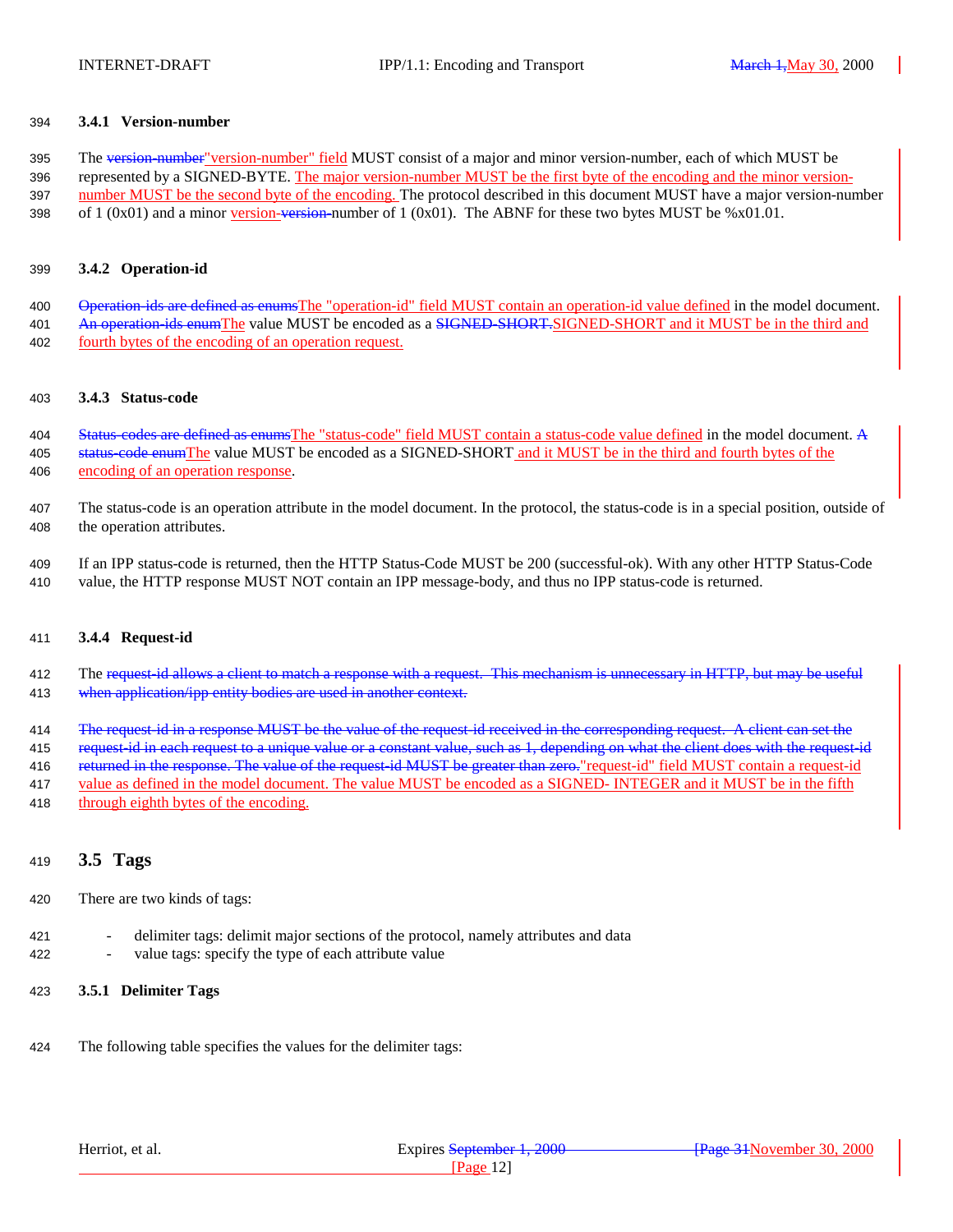### 3.4.1 Version-number

The ~~version-number~~"version-number" field MUST consist of a major and minor version-number, each of which MUST be represented by a SIGNED-BYTE. The major version-number MUST be the first byte of the encoding and the minor version-number MUST be the second byte of the encoding. The protocol described in this document MUST have a major version-number of 1 (0x01) and a minor version-~~version-~~number of 1 (0x01). The ABNF for these two bytes MUST be %x01.01.

### 3.4.2 Operation-id

~~Operation-ids are defined as enums~~The "operation-id" field MUST contain an operation-id value defined in the model document. ~~An operation-ids enum~~The value MUST be encoded as a ~~SIGNED-SHORT.~~SIGNED-SHORT and it MUST be in the third and fourth bytes of the encoding of an operation request.

### 3.4.3 Status-code

~~Status-codes are defined as enums~~The "status-code" field MUST contain a status-code value defined in the model document. ~~A status-code enum~~The value MUST be encoded as a SIGNED-SHORT and it MUST be in the third and fourth bytes of the encoding of an operation response.

The status-code is an operation attribute in the model document. In the protocol, the status-code is in a special position, outside of the operation attributes.

If an IPP status-code is returned, then the HTTP Status-Code MUST be 200 (successful-ok). With any other HTTP Status-Code value, the HTTP response MUST NOT contain an IPP message-body, and thus no IPP status-code is returned.

### 3.4.4 Request-id

The ~~request-id allows a client to match a response with a request. This mechanism is unnecessary in HTTP, but may be useful when application/ipp entity bodies are used in another context.~~

~~The request-id in a response MUST be the value of the request-id received in the corresponding request. A client can set the request-id in each request to a unique value or a constant value, such as 1, depending on what the client does with the request-id returned in the response. The value of the request-id MUST be greater than zero.~~"request-id" field MUST contain a request-id value as defined in the model document. The value MUST be encoded as a SIGNED- INTEGER and it MUST be in the fifth through eighth bytes of the encoding.

## 3.5 Tags

There are two kinds of tags:

- delimiter tags: delimit major sections of the protocol, namely attributes and data
- value tags: specify the type of each attribute value

### 3.5.1 Delimiter Tags

The following table specifies the values for the delimiter tags: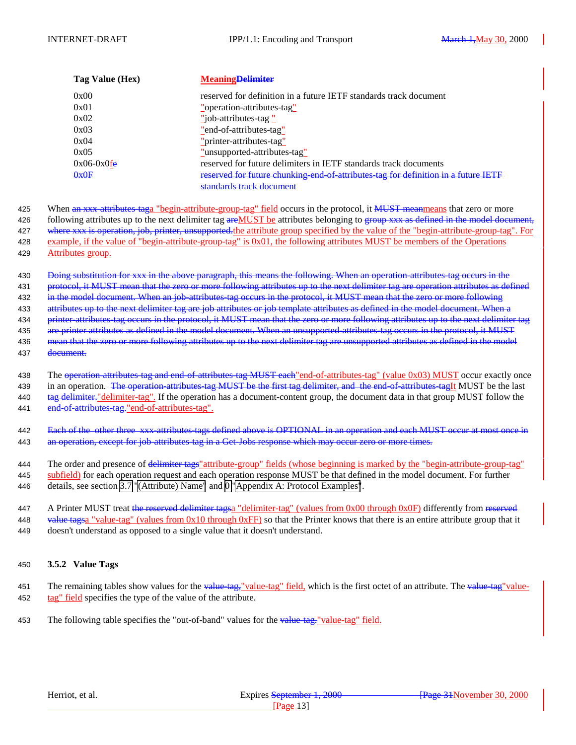| Tag Value (Hex) | MeaningDelimiter |
|---|---|
| 0x00 | reserved for definition in a future IETF standards track document |
| 0x01 | "operation-attributes-tag" |
| 0x02 | "job-attributes-tag " |
| 0x03 | "end-of-attributes-tag" |
| 0x04 | "printer-attributes-tag" |
| 0x05 | "unsupported-attributes-tag" |
| 0x06-0x0fe | reserved for future delimiters in IETF standards track documents |
| 0x0F | reserved for future chunking-end-of-attributes-tag for definition in a future IETF standards track document |

When an xxx-attributes-taga "begin-attribute-group-tag" field occurs in the protocol, it MUST meanmeans that zero or more following attributes up to the next delimiter tag areMUST be attributes belonging to group xxx as defined in the model document, where xxx is operation, job, printer, unsupported.the attribute group specified by the value of the "begin-attribute-group-tag". For example, if the value of "begin-attribute-group-tag" is 0x01, the following attributes MUST be members of the Operations Attributes group.

Doing substitution for xxx in the above paragraph, this means the following. When an operation-attributes-tag occurs in the protocol, it MUST mean that the zero or more following attributes up to the next delimiter tag are operation attributes as defined in the model document. When an job-attributes-tag occurs in the protocol, it MUST mean that the zero or more following attributes up to the next delimiter tag are job attributes or job template attributes as defined in the model document. When a printer-attributes-tag occurs in the protocol, it MUST mean that the zero or more following attributes up to the next delimiter tag are printer attributes as defined in the model document. When an unsupported-attributes-tag occurs in the protocol, it MUST mean that the zero or more following attributes up to the next delimiter tag are unsupported attributes as defined in the model document.

The operation-attributes-tag and end-of-attributes-tag MUST each"end-of-attributes-tag" (value 0x03) MUST occur exactly once in an operation. The operation-attributes-tag MUST be the first tag delimiter, and the end-of-attributes-tagIt MUST be the last tag delimiter."delimiter-tag". If the operation has a document-content group, the document data in that group MUST follow the end-of-attributes-tag."end-of-attributes-tag".

Each of the other three xxx-attributes-tags defined above is OPTIONAL in an operation and each MUST occur at most once in an operation, except for job-attributes-tag in a Get-Jobs response which may occur zero or more times.

The order and presence of delimiter tags"attribute-group" fields (whose beginning is marked by the "begin-attribute-group-tag" subfield) for each operation request and each operation response MUST be that defined in the model document. For further details, see section 3.7 "(Attribute) Name" and 0 "Appendix A: Protocol Examples".

A Printer MUST treat the reserved delimiter tagsa "delimiter-tag" (values from 0x00 through 0x0F) differently from reserved value tagsa "value-tag" (values from 0x10 through 0xFF) so that the Printer knows that there is an entire attribute group that it doesn't understand as opposed to a single value that it doesn't understand.

### 3.5.2 Value Tags

The remaining tables show values for the value-tag,"value-tag" field, which is the first octet of an attribute. The value-tag"value-tag" field specifies the type of the value of the attribute.

The following table specifies the "out-of-band" values for the value-tag."value-tag" field.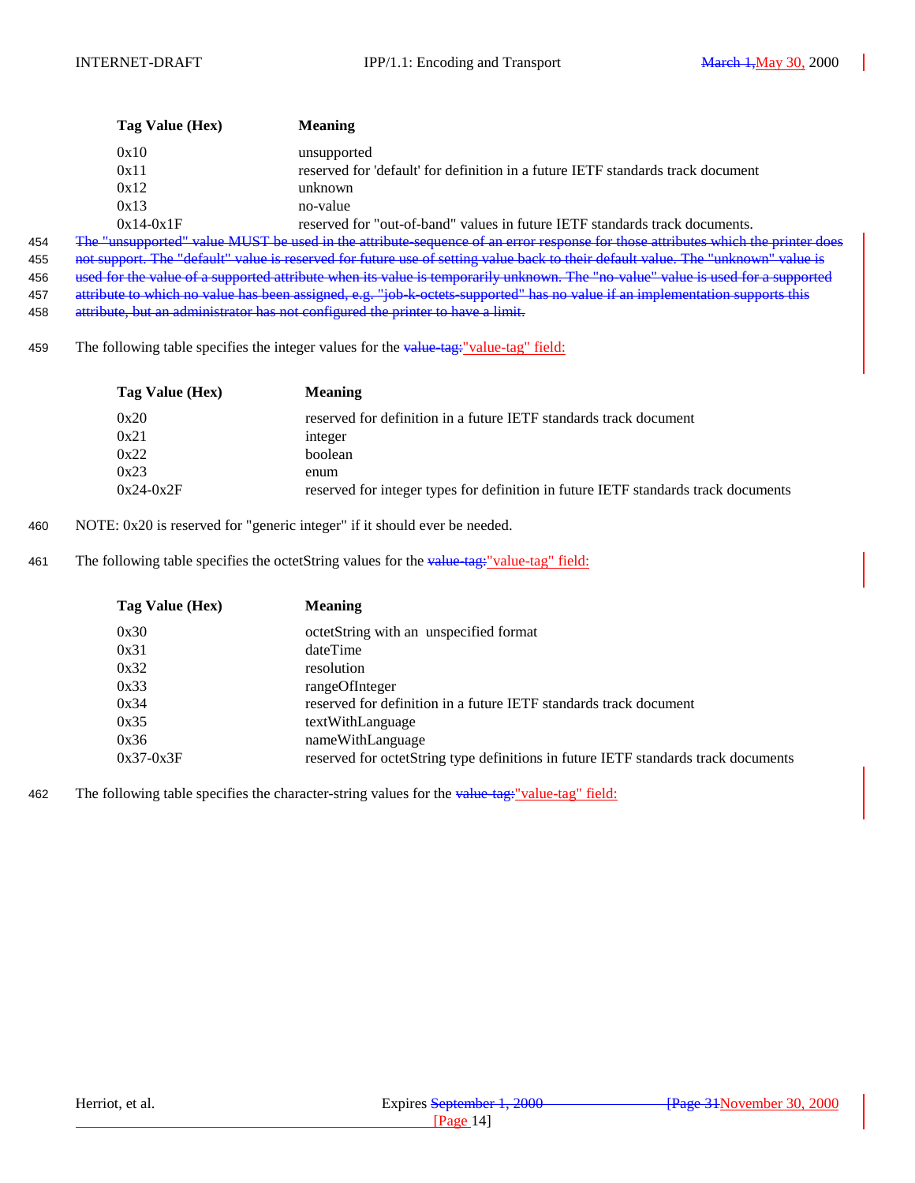| Tag Value (Hex) | Meaning |
| --- | --- |
| 0x10 | unsupported |
| 0x11 | reserved for 'default' for definition in a future IETF standards track document |
| 0x12 | unknown |
| 0x13 | no-value |
| 0x14-0x1F | reserved for "out-of-band" values in future IETF standards track documents. |

~~The "unsupported" value MUST be used in the attribute-sequence of an error response for those attributes which the printer does not support. The "default" value is reserved for future use of setting value back to their default value. The "unknown" value is used for the value of a supported attribute when its value is temporarily unknown. The "no-value" value is used for a supported attribute to which no value has been assigned, e.g. "job-k-octets-supported" has no value if an implementation supports this attribute, but an administrator has not configured the printer to have a limit.~~

The following table specifies the integer values for the ~~value-tag:~~"value-tag" field:

| Tag Value (Hex) | Meaning |
| --- | --- |
| 0x20 | reserved for definition in a future IETF standards track document |
| 0x21 | integer |
| 0x22 | boolean |
| 0x23 | enum |
| 0x24-0x2F | reserved for integer types for definition in future IETF standards track documents |

NOTE: 0x20 is reserved for "generic integer" if it should ever be needed.

The following table specifies the octetString values for the ~~value-tag:~~"value-tag" field:

| Tag Value (Hex) | Meaning |
| --- | --- |
| 0x30 | octetString with an unspecified format |
| 0x31 | dateTime |
| 0x32 | resolution |
| 0x33 | rangeOfInteger |
| 0x34 | reserved for definition in a future IETF standards track document |
| 0x35 | textWithLanguage |
| 0x36 | nameWithLanguage |
| 0x37-0x3F | reserved for octetString type definitions in future IETF standards track documents |

The following table specifies the character-string values for the ~~value-tag:~~"value-tag" field: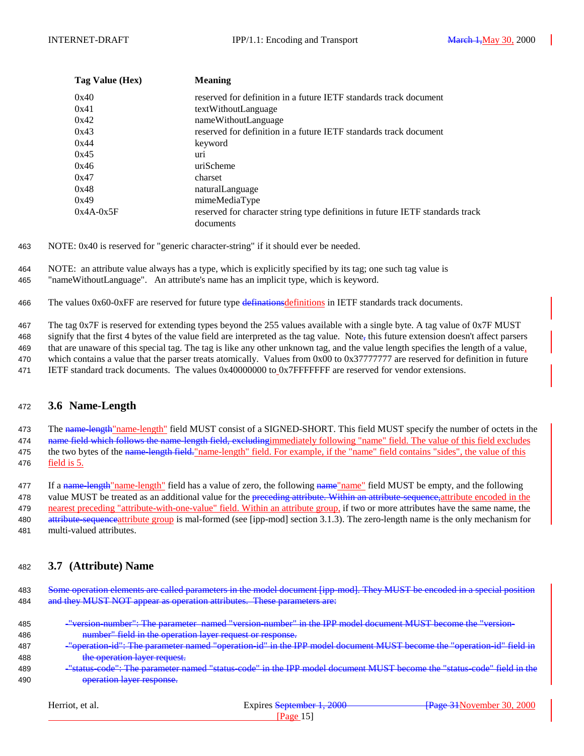| Tag Value (Hex) | Meaning |
| --- | --- |
| 0x40 | reserved for definition in a future IETF standards track document |
| 0x41 | textWithoutLanguage |
| 0x42 | nameWithoutLanguage |
| 0x43 | reserved for definition in a future IETF standards track document |
| 0x44 | keyword |
| 0x45 | uri |
| 0x46 | uriScheme |
| 0x47 | charset |
| 0x48 | naturalLanguage |
| 0x49 | mimeMediaType |
| 0x4A-0x5F | reserved for character string type definitions in future IETF standards track documents |

NOTE: 0x40 is reserved for "generic character-string" if it should ever be needed.

NOTE: an attribute value always has a type, which is explicitly specified by its tag; one such tag value is "nameWithoutLanguage". An attribute's name has an implicit type, which is keyword.

The values 0x60-0xFF are reserved for future type ~~definations~~definitions in IETF standards track documents.

The tag 0x7F is reserved for extending types beyond the 255 values available with a single byte. A tag value of 0x7F MUST signify that the first 4 bytes of the value field are interpreted as the tag value. Note~~,~~ this future extension doesn't affect parsers that are unaware of this special tag. The tag is like any other unknown tag, and the value length specifies the length of a value, which contains a value that the parser treats atomically. Values from 0x00 to 0x37777777 are reserved for definition in future IETF standard track documents. The values 0x40000000 to 0x7FFFFFFF are reserved for vendor extensions.

## 3.6 Name-Length

The ~~name-length~~"name-length" field MUST consist of a SIGNED-SHORT. This field MUST specify the number of octets in the ~~name field which follows the name-length field, excluding~~immediately following "name" field. The value of this field excludes the two bytes of the ~~name-length field.~~"name-length" field. For example, if the "name" field contains "sides", the value of this field is 5.

If a ~~name-length~~"name-length" field has a value of zero, the following ~~name~~"name" field MUST be empty, and the following value MUST be treated as an additional value for the ~~preceding attribute. Within an attribute-sequence,~~attribute encoded in the nearest preceding "attribute-with-one-value" field. Within an attribute group, if two or more attributes have the same name, the ~~attribute-sequence~~attribute group is mal-formed (see [ipp-mod] section 3.1.3). The zero-length name is the only mechanism for multi-valued attributes.

## 3.7 (Attribute) Name

~~Some operation elements are called parameters in the model document [ipp-mod]. They MUST be encoded in a special position and they MUST NOT appear as operation attributes. These parameters are:~~

- ~~"version-number": The parameter named "version-number" in the IPP model document MUST become the "version-number" field in the operation layer request or response.~~
- ~~"operation-id": The parameter named "operation-id" in the IPP model document MUST become the "operation-id" field in the operation layer request.~~
- ~~"status-code": The parameter named "status-code" in the IPP model document MUST become the "status-code" field in the operation layer response.~~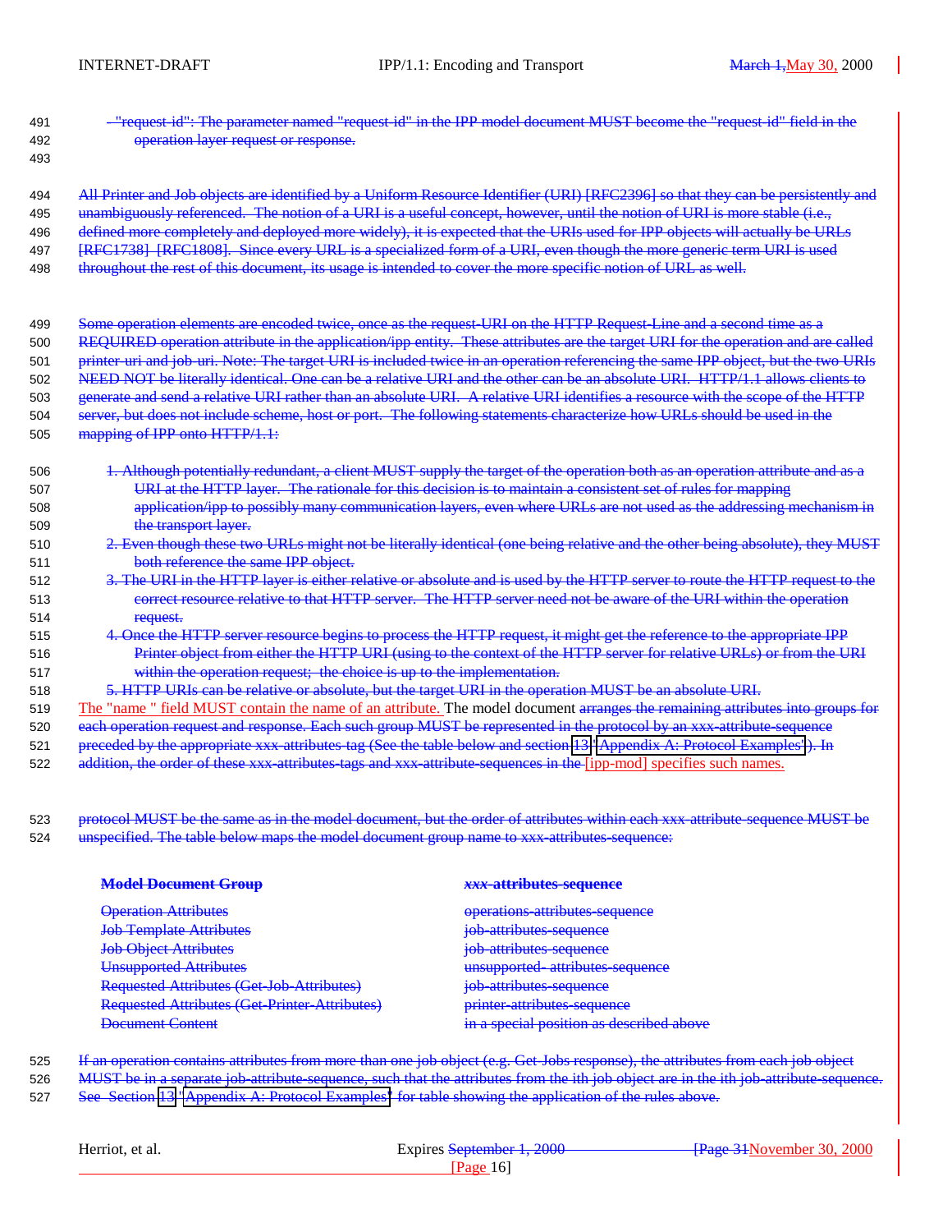491 "request-id": The parameter named "request-id" in the IPP model document MUST become the "request-id" field in the
492 operation layer request or response.

493

494 All Printer and Job objects are identified by a Uniform Resource Identifier (URI) [RFC2396] so that they can be persistently and
495 unambiguously referenced. The notion of a URI is a useful concept, however, until the notion of URI is more stable (i.e.,
496 defined more completely and deployed more widely), it is expected that the URIs used for IPP objects will actually be URLs
497 [RFC1738] [RFC1808]. Since every URL is a specialized form of a URI, even though the more generic term URI is used
498 throughout the rest of this document, its usage is intended to cover the more specific notion of URL as well.

499 Some operation elements are encoded twice, once as the request-URI on the HTTP Request-Line and a second time as a
500 REQUIRED operation attribute in the application/ipp entity. These attributes are the target URI for the operation and are called
501 printer-uri and job-uri. Note: The target URI is included twice in an operation referencing the same IPP object, but the two URIs
502 NEED NOT be literally identical. One can be a relative URI and the other can be an absolute URI. HTTP/1.1 allows clients to
503 generate and send a relative URI rather than an absolute URI. A relative URI identifies a resource with the scope of the HTTP
504 server, but does not include scheme, host or port. The following statements characterize how URLs should be used in the
505 mapping of IPP onto HTTP/1.1:

506 1. Although potentially redundant, a client MUST supply the target of the operation both as an operation attribute and as a
507 URI at the HTTP layer. The rationale for this decision is to maintain a consistent set of rules for mapping
508 application/ipp to possibly many communication layers, even where URLs are not used as the addressing mechanism in
509 the transport layer.
510 2. Even though these two URLs might not be literally identical (one being relative and the other being absolute), they MUST
511 both reference the same IPP object.
512 3. The URI in the HTTP layer is either relative or absolute and is used by the HTTP server to route the HTTP request to the
513 correct resource relative to that HTTP server. The HTTP server need not be aware of the URI within the operation
514 request.
515 4. Once the HTTP server resource begins to process the HTTP request, it might get the reference to the appropriate IPP
516 Printer object from either the HTTP URI (using to the context of the HTTP server for relative URLs) or from the URI
517 within the operation request; the choice is up to the implementation.
518 5. HTTP URIs can be relative or absolute, but the target URI in the operation MUST be an absolute URI.

519 The "name " field MUST contain the name of an attribute. The model document arranges the remaining attributes into groups for
520 each operation request and response. Each such group MUST be represented in the protocol by an xxx-attribute-sequence
521 preceded by the appropriate xxx-attributes-tag (See the table below and section 13 "Appendix A: Protocol Examples"). In
522 addition, the order of these xxx-attributes-tags and xxx-attribute-sequences in the [ipp-mod] specifies such names.

523 protocol MUST be the same as in the model document, but the order of attributes within each xxx-attribute-sequence MUST be
524 unspecified. The table below maps the model document group name to xxx-attributes-sequence:

| Model Document Group | xxx-attributes-sequence |
|---|---|
| Operation Attributes | operations-attributes-sequence |
| Job Template Attributes | job-attributes-sequence |
| Job Object Attributes | job-attributes-sequence |
| Unsupported Attributes | unsupported- attributes-sequence |
| Requested Attributes (Get-Job-Attributes) | job-attributes-sequence |
| Requested Attributes (Get-Printer-Attributes) | printer-attributes-sequence |
| Document Content | in a special position as described above |

525 If an operation contains attributes from more than one job object (e.g. Get-Jobs response), the attributes from each job object
526 MUST be in a separate job-attribute-sequence, such that the attributes from the ith job object are in the ith job-attribute-sequence.
527 See Section 13 "Appendix A: Protocol Examples" for table showing the application of the rules above.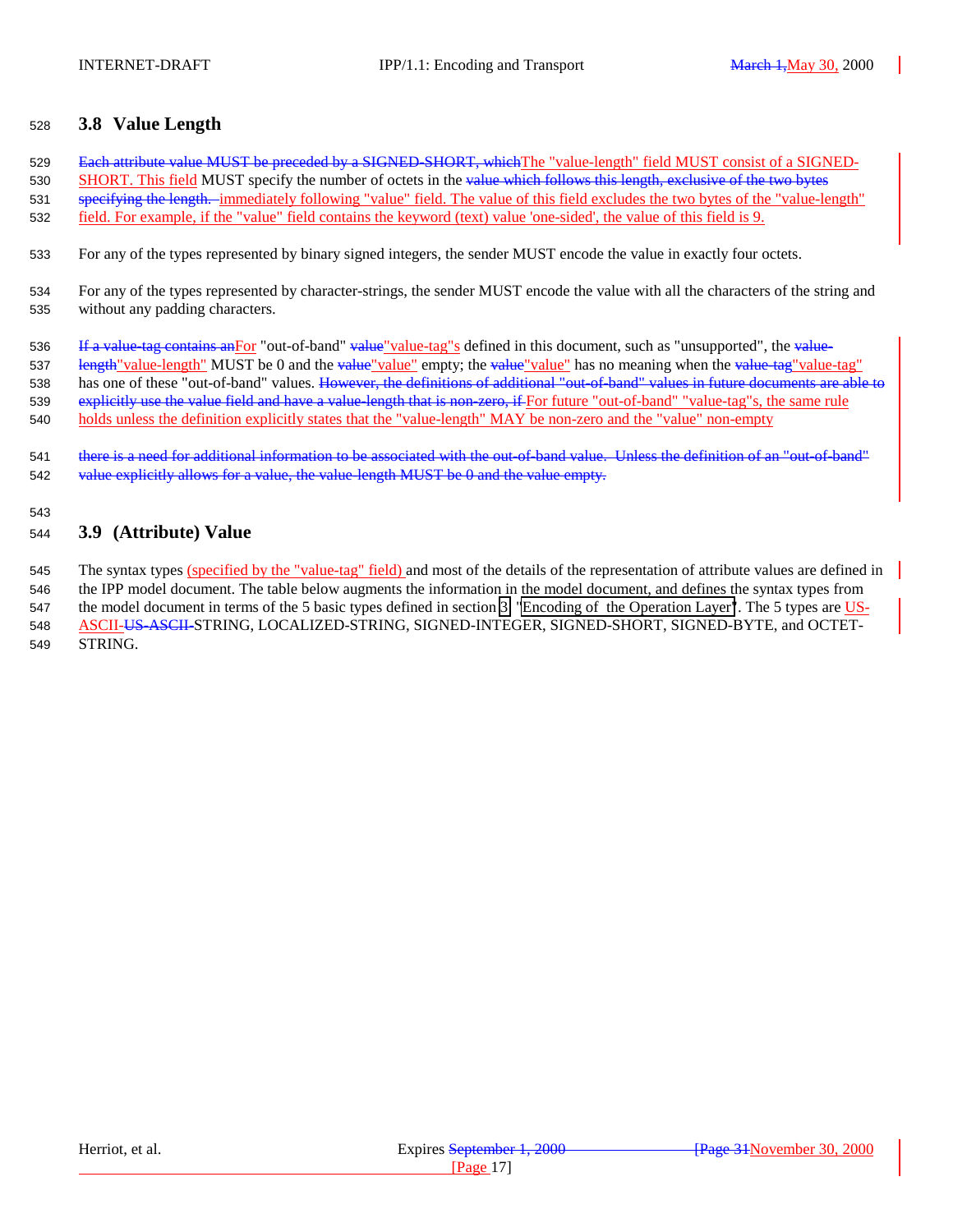## 3.8 Value Length

~~Each attribute value MUST be preceded by a SIGNED-SHORT, which~~The "value-length" field MUST consist of a SIGNED-SHORT. This field MUST specify the number of octets in the ~~value which follows this length, exclusive of the two bytes specifying the length.~~ immediately following "value" field. The value of this field excludes the two bytes of the "value-length" field. For example, if the "value" field contains the keyword (text) value 'one-sided', the value of this field is 9.

For any of the types represented by binary signed integers, the sender MUST encode the value in exactly four octets.

For any of the types represented by character-strings, the sender MUST encode the value with all the characters of the string and without any padding characters.

~~If a value-tag contains an~~For "out-of-band" ~~value~~"value-tag"s defined in this document, such as "unsupported", the ~~value-length~~"value-length" MUST be 0 and the ~~value~~"value" empty; the ~~value~~"value" has no meaning when the ~~value-tag~~"value-tag" has one of these "out-of-band" values. ~~However, the definitions of additional "out-of-band" values in future documents are able to explicitly use the value field and have a value-length that is non-zero, if~~ For future "out-of-band" "value-tag"s, the same rule holds unless the definition explicitly states that the "value-length" MAY be non-zero and the "value" non-empty

~~there is a need for additional information to be associated with the out-of-band value. Unless the definition of an "out-of-band" value explicitly allows for a value, the value-length MUST be 0 and the value empty.~~

## 3.9 (Attribute) Value

The syntax types (specified by the "value-tag" field) and most of the details of the representation of attribute values are defined in the IPP model document. The table below augments the information in the model document, and defines the syntax types from the model document in terms of the 5 basic types defined in section 3 "Encoding of the Operation Layer". The 5 types are US-ASCII-~~US-ASCII-~~STRING, LOCALIZED-STRING, SIGNED-INTEGER, SIGNED-SHORT, SIGNED-BYTE, and OCTET-STRING.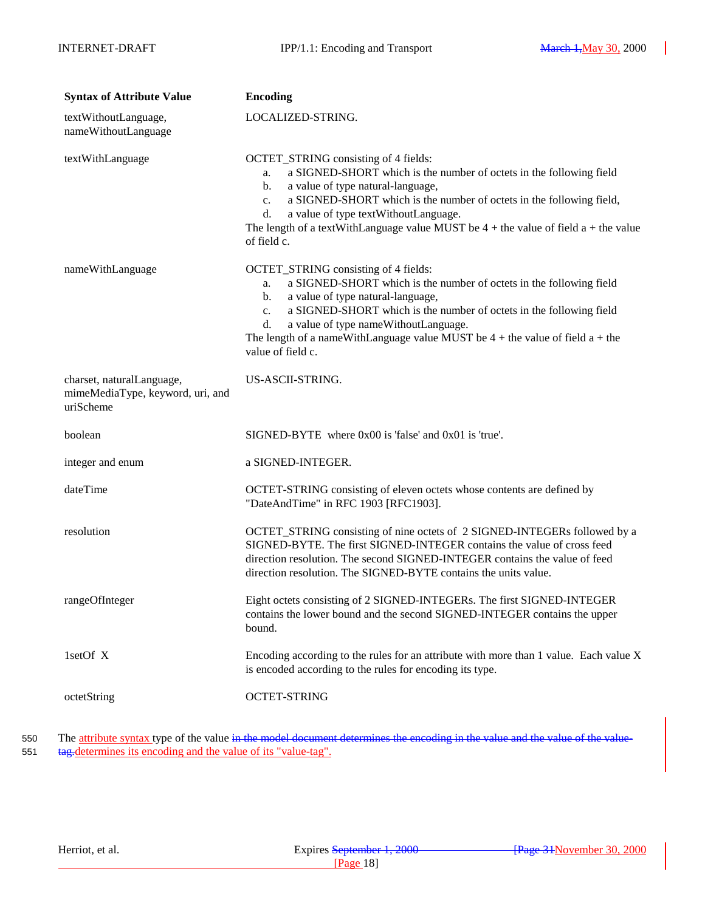| Syntax of Attribute Value | Encoding |
|---|---|
| textWithoutLanguage, nameWithoutLanguage | LOCALIZED-STRING. |
| textWithLanguage | OCTET_STRING consisting of 4 fields:<br>a. a SIGNED-SHORT which is the number of octets in the following field<br>b. a value of type natural-language,<br>c. a SIGNED-SHORT which is the number of octets in the following field,<br>d. a value of type textWithoutLanguage.<br>The length of a textWithLanguage value MUST be 4 + the value of field a + the value of field c. |
| nameWithLanguage | OCTET_STRING consisting of 4 fields:<br>a. a SIGNED-SHORT which is the number of octets in the following field<br>b. a value of type natural-language,<br>c. a SIGNED-SHORT which is the number of octets in the following field<br>d. a value of type nameWithoutLanguage.<br>The length of a nameWithLanguage value MUST be 4 + the value of field a + the value of field c. |
| charset, naturalLanguage, mimeMediaType, keyword, uri, and uriScheme | US-ASCII-STRING. |
| boolean | SIGNED-BYTE where 0x00 is 'false' and 0x01 is 'true'. |
| integer and enum | a SIGNED-INTEGER. |
| dateTime | OCTET-STRING consisting of eleven octets whose contents are defined by "DateAndTime" in RFC 1903 [RFC1903]. |
| resolution | OCTET_STRING consisting of nine octets of 2 SIGNED-INTEGERs followed by a SIGNED-BYTE. The first SIGNED-INTEGER contains the value of cross feed direction resolution. The second SIGNED-INTEGER contains the value of feed direction resolution. The SIGNED-BYTE contains the units value. |
| rangeOfInteger | Eight octets consisting of 2 SIGNED-INTEGERs. The first SIGNED-INTEGER contains the lower bound and the second SIGNED-INTEGER contains the upper bound. |
| 1setOf X | Encoding according to the rules for an attribute with more than 1 value. Each value X is encoded according to the rules for encoding its type. |
| octetString | OCTET-STRING |

550 The ~~attribute syntax~~ type of the value ~~in the model document determines the encoding in the value and the value of the value-~~
551 ~~tag.~~determines its encoding and the value of its "value-tag".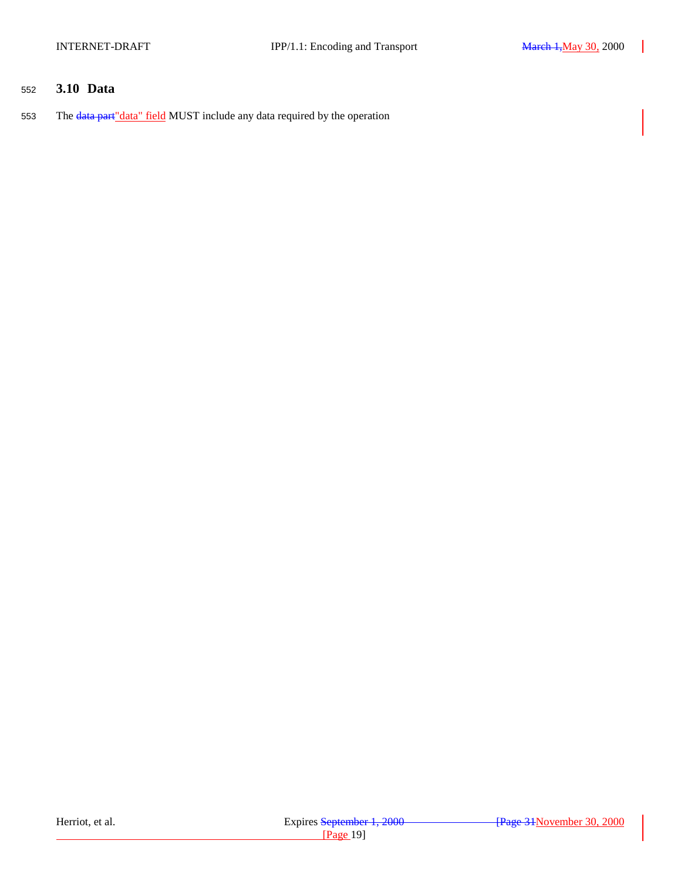552 **3.10 Data**

553 The ~~data part~~"data" field MUST include any data required by the operation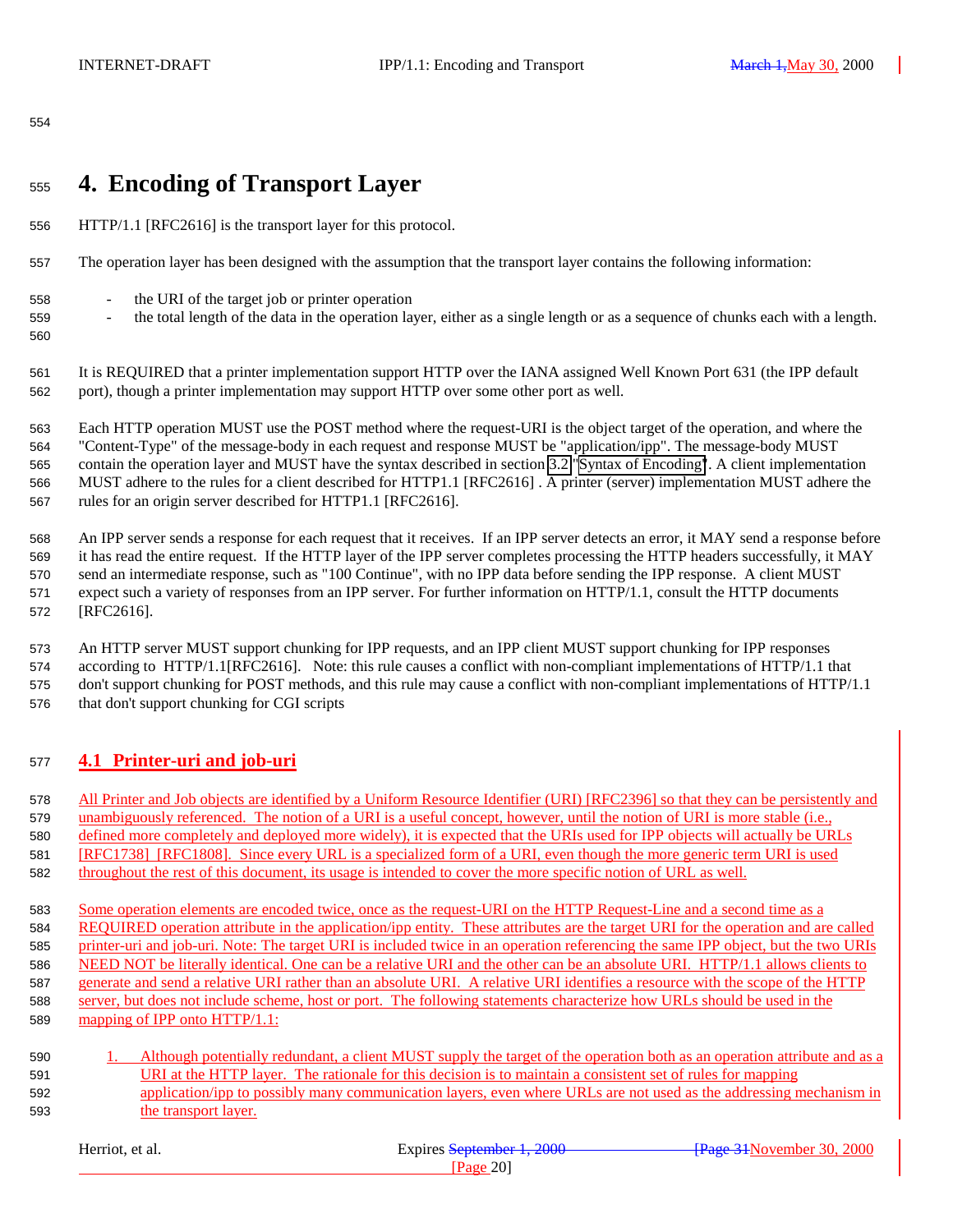# 4. Encoding of Transport Layer

HTTP/1.1 [RFC2616] is the transport layer for this protocol.

The operation layer has been designed with the assumption that the transport layer contains the following information:

- the URI of the target job or printer operation
- the total length of the data in the operation layer, either as a single length or as a sequence of chunks each with a length.

It is REQUIRED that a printer implementation support HTTP over the IANA assigned Well Known Port 631 (the IPP default port), though a printer implementation may support HTTP over some other port as well.

Each HTTP operation MUST use the POST method where the request-URI is the object target of the operation, and where the "Content-Type" of the message-body in each request and response MUST be "application/ipp". The message-body MUST contain the operation layer and MUST have the syntax described in section 3.2 "Syntax of Encoding". A client implementation MUST adhere to the rules for a client described for HTTP1.1 [RFC2616] . A printer (server) implementation MUST adhere the rules for an origin server described for HTTP1.1 [RFC2616].

An IPP server sends a response for each request that it receives. If an IPP server detects an error, it MAY send a response before it has read the entire request. If the HTTP layer of the IPP server completes processing the HTTP headers successfully, it MAY send an intermediate response, such as "100 Continue", with no IPP data before sending the IPP response. A client MUST expect such a variety of responses from an IPP server. For further information on HTTP/1.1, consult the HTTP documents [RFC2616].

An HTTP server MUST support chunking for IPP requests, and an IPP client MUST support chunking for IPP responses according to HTTP/1.1[RFC2616]. Note: this rule causes a conflict with non-compliant implementations of HTTP/1.1 that don't support chunking for POST methods, and this rule may cause a conflict with non-compliant implementations of HTTP/1.1 that don't support chunking for CGI scripts

## 4.1 Printer-uri and job-uri

All Printer and Job objects are identified by a Uniform Resource Identifier (URI) [RFC2396] so that they can be persistently and unambiguously referenced. The notion of a URI is a useful concept, however, until the notion of URI is more stable (i.e., defined more completely and deployed more widely), it is expected that the URIs used for IPP objects will actually be URLs [RFC1738] [RFC1808]. Since every URL is a specialized form of a URI, even though the more generic term URI is used throughout the rest of this document, its usage is intended to cover the more specific notion of URL as well.

Some operation elements are encoded twice, once as the request-URI on the HTTP Request-Line and a second time as a REQUIRED operation attribute in the application/ipp entity. These attributes are the target URI for the operation and are called printer-uri and job-uri. Note: The target URI is included twice in an operation referencing the same IPP object, but the two URIs NEED NOT be literally identical. One can be a relative URI and the other can be an absolute URI. HTTP/1.1 allows clients to generate and send a relative URI rather than an absolute URI. A relative URI identifies a resource with the scope of the HTTP server, but does not include scheme, host or port. The following statements characterize how URLs should be used in the mapping of IPP onto HTTP/1.1:

1. Although potentially redundant, a client MUST supply the target of the operation both as an operation attribute and as a URI at the HTTP layer. The rationale for this decision is to maintain a consistent set of rules for mapping application/ipp to possibly many communication layers, even where URLs are not used as the addressing mechanism in the transport layer.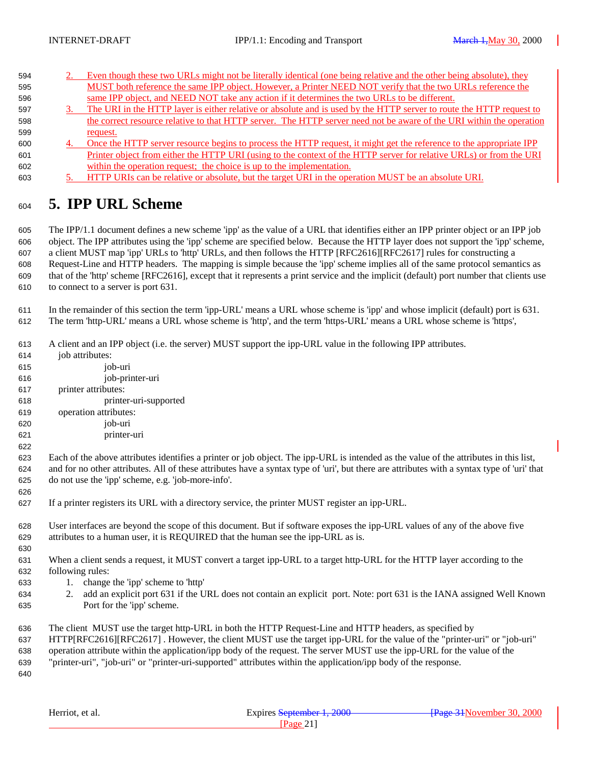2. Even though these two URLs might not be literally identical (one being relative and the other being absolute), they MUST both reference the same IPP object. However, a Printer NEED NOT verify that the two URLs reference the same IPP object, and NEED NOT take any action if it determines the two URLs to be different.
3. The URI in the HTTP layer is either relative or absolute and is used by the HTTP server to route the HTTP request to the correct resource relative to that HTTP server. The HTTP server need not be aware of the URI within the operation request.
4. Once the HTTP server resource begins to process the HTTP request, it might get the reference to the appropriate IPP Printer object from either the HTTP URI (using to the context of the HTTP server for relative URLs) or from the URI within the operation request; the choice is up to the implementation.
5. HTTP URIs can be relative or absolute, but the target URI in the operation MUST be an absolute URI.

# 5. IPP URL Scheme

The IPP/1.1 document defines a new scheme 'ipp' as the value of a URL that identifies either an IPP printer object or an IPP job object. The IPP attributes using the 'ipp' scheme are specified below. Because the HTTP layer does not support the 'ipp' scheme, a client MUST map 'ipp' URLs to 'http' URLs, and then follows the HTTP [RFC2616][RFC2617] rules for constructing a Request-Line and HTTP headers. The mapping is simple because the 'ipp' scheme implies all of the same protocol semantics as that of the 'http' scheme [RFC2616], except that it represents a print service and the implicit (default) port number that clients use to connect to a server is port 631.

In the remainder of this section the term 'ipp-URL' means a URL whose scheme is 'ipp' and whose implicit (default) port is 631. The term 'http-URL' means a URL whose scheme is 'http', and the term 'https-URL' means a URL whose scheme is 'https',

A client and an IPP object (i.e. the server) MUST support the ipp-URL value in the following IPP attributes.

- job attributes:
  - job-uri
  - job-printer-uri
- printer attributes:
  - printer-uri-supported
- operation attributes:
  - job-uri
  - printer-uri

Each of the above attributes identifies a printer or job object. The ipp-URL is intended as the value of the attributes in this list, and for no other attributes. All of these attributes have a syntax type of 'uri', but there are attributes with a syntax type of 'uri' that do not use the 'ipp' scheme, e.g. 'job-more-info'.

If a printer registers its URL with a directory service, the printer MUST register an ipp-URL.

User interfaces are beyond the scope of this document. But if software exposes the ipp-URL values of any of the above five attributes to a human user, it is REQUIRED that the human see the ipp-URL as is.

When a client sends a request, it MUST convert a target ipp-URL to a target http-URL for the HTTP layer according to the following rules:

1. change the 'ipp' scheme to 'http'
2. add an explicit port 631 if the URL does not contain an explicit port. Note: port 631 is the IANA assigned Well Known Port for the 'ipp' scheme.

The client MUST use the target http-URL in both the HTTP Request-Line and HTTP headers, as specified by HTTP[RFC2616][RFC2617] . However, the client MUST use the target ipp-URL for the value of the "printer-uri" or "job-uri" operation attribute within the application/ipp body of the request. The server MUST use the ipp-URL for the value of the "printer-uri", "job-uri" or "printer-uri-supported" attributes within the application/ipp body of the response.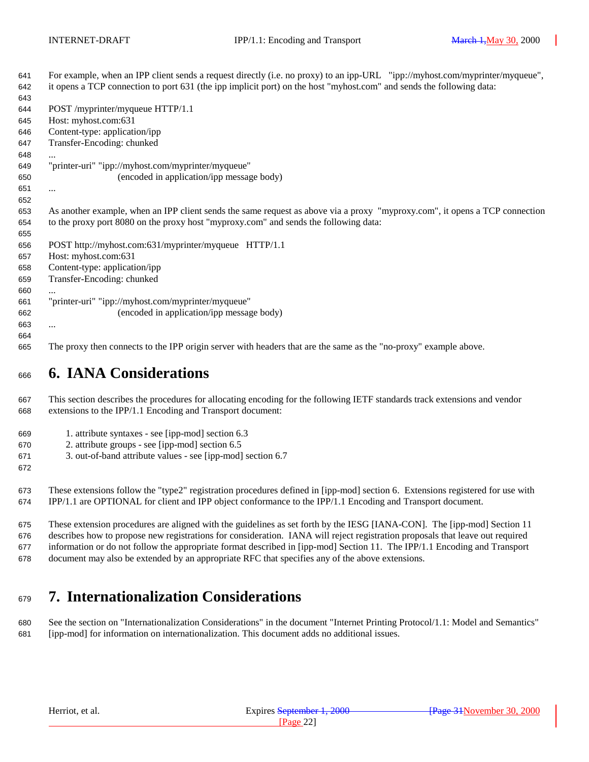For example, when an IPP client sends a request directly (i.e. no proxy) to an ipp-URL "ipp://myhost.com/myprinter/myqueue", it opens a TCP connection to port 631 (the ipp implicit port) on the host "myhost.com" and sends the following data:

```
POST /myprinter/myqueue HTTP/1.1
Host: myhost.com:631
Content-type: application/ipp
Transfer-Encoding: chunked
...
"printer-uri" "ipp://myhost.com/myprinter/myqueue"
                    (encoded in application/ipp message body)
...
```

As another example, when an IPP client sends the same request as above via a proxy "myproxy.com", it opens a TCP connection to the proxy port 8080 on the proxy host "myproxy.com" and sends the following data:

```
POST http://myhost.com:631/myprinter/myqueue   HTTP/1.1
Host: myhost.com:631
Content-type: application/ipp
Transfer-Encoding: chunked
...
"printer-uri" "ipp://myhost.com/myprinter/myqueue"
                    (encoded in application/ipp message body)
...
```

The proxy then connects to the IPP origin server with headers that are the same as the "no-proxy" example above.

# 6. IANA Considerations

This section describes the procedures for allocating encoding for the following IETF standards track extensions and vendor extensions to the IPP/1.1 Encoding and Transport document:

1. attribute syntaxes - see [ipp-mod] section 6.3
2. attribute groups - see [ipp-mod] section 6.5
3. out-of-band attribute values - see [ipp-mod] section 6.7

These extensions follow the "type2" registration procedures defined in [ipp-mod] section 6. Extensions registered for use with IPP/1.1 are OPTIONAL for client and IPP object conformance to the IPP/1.1 Encoding and Transport document.

These extension procedures are aligned with the guidelines as set forth by the IESG [IANA-CON]. The [ipp-mod] Section 11 describes how to propose new registrations for consideration. IANA will reject registration proposals that leave out required information or do not follow the appropriate format described in [ipp-mod] Section 11. The IPP/1.1 Encoding and Transport document may also be extended by an appropriate RFC that specifies any of the above extensions.

# 7. Internationalization Considerations

See the section on "Internationalization Considerations" in the document "Internet Printing Protocol/1.1: Model and Semantics" [ipp-mod] for information on internationalization. This document adds no additional issues.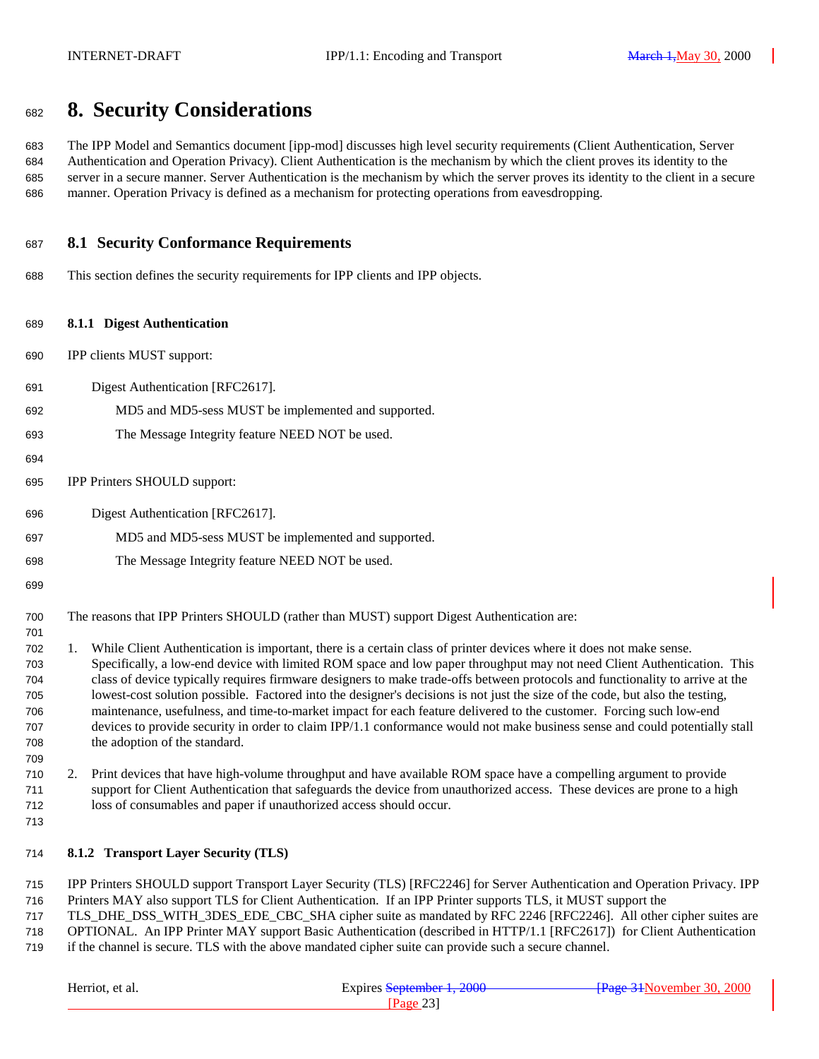# 8. Security Considerations

The IPP Model and Semantics document [ipp-mod] discusses high level security requirements (Client Authentication, Server Authentication and Operation Privacy). Client Authentication is the mechanism by which the client proves its identity to the server in a secure manner. Server Authentication is the mechanism by which the server proves its identity to the client in a secure manner. Operation Privacy is defined as a mechanism for protecting operations from eavesdropping.

## 8.1 Security Conformance Requirements

This section defines the security requirements for IPP clients and IPP objects.

### 8.1.1 Digest Authentication

IPP clients MUST support:

Digest Authentication [RFC2617].

MD5 and MD5-sess MUST be implemented and supported.

The Message Integrity feature NEED NOT be used.

IPP Printers SHOULD support:

Digest Authentication [RFC2617].

MD5 and MD5-sess MUST be implemented and supported.

The Message Integrity feature NEED NOT be used.

The reasons that IPP Printers SHOULD (rather than MUST) support Digest Authentication are:

1. While Client Authentication is important, there is a certain class of printer devices where it does not make sense. Specifically, a low-end device with limited ROM space and low paper throughput may not need Client Authentication. This class of device typically requires firmware designers to make trade-offs between protocols and functionality to arrive at the lowest-cost solution possible. Factored into the designer's decisions is not just the size of the code, but also the testing, maintenance, usefulness, and time-to-market impact for each feature delivered to the customer. Forcing such low-end devices to provide security in order to claim IPP/1.1 conformance would not make business sense and could potentially stall the adoption of the standard.

2. Print devices that have high-volume throughput and have available ROM space have a compelling argument to provide support for Client Authentication that safeguards the device from unauthorized access. These devices are prone to a high loss of consumables and paper if unauthorized access should occur.

### 8.1.2 Transport Layer Security (TLS)

IPP Printers SHOULD support Transport Layer Security (TLS) [RFC2246] for Server Authentication and Operation Privacy. IPP Printers MAY also support TLS for Client Authentication. If an IPP Printer supports TLS, it MUST support the TLS_DHE_DSS_WITH_3DES_EDE_CBC_SHA cipher suite as mandated by RFC 2246 [RFC2246]. All other cipher suites are OPTIONAL. An IPP Printer MAY support Basic Authentication (described in HTTP/1.1 [RFC2617]) for Client Authentication if the channel is secure. TLS with the above mandated cipher suite can provide such a secure channel.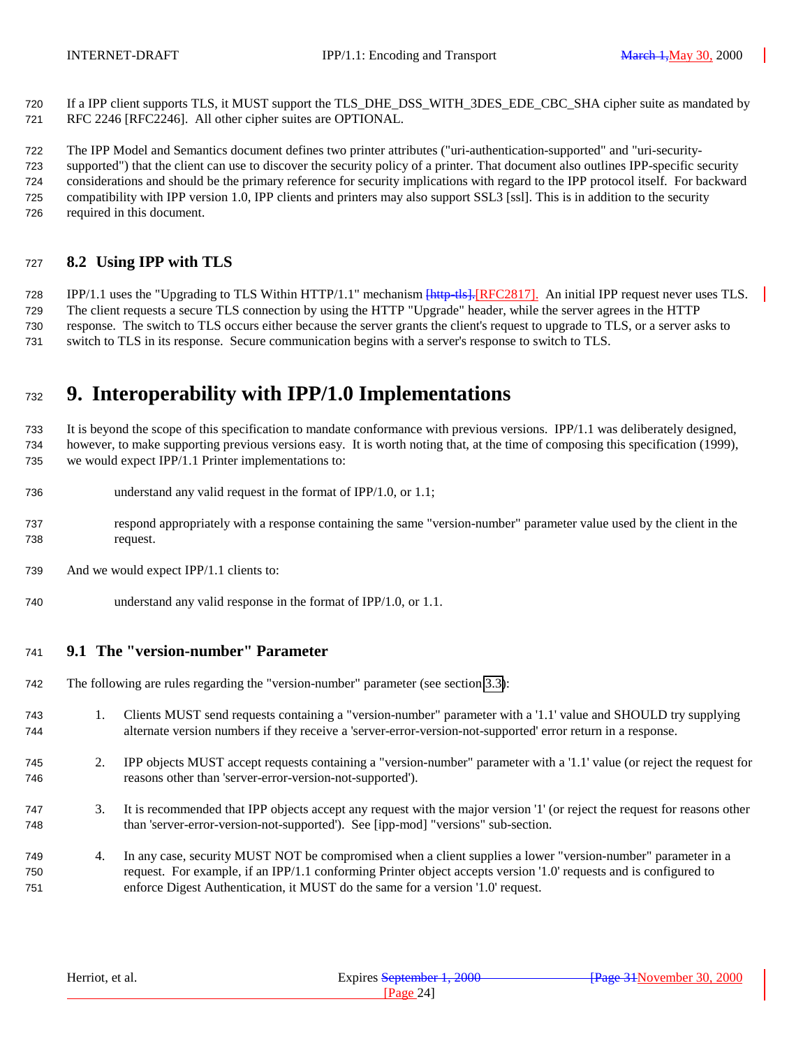If a IPP client supports TLS, it MUST support the TLS_DHE_DSS_WITH_3DES_EDE_CBC_SHA cipher suite as mandated by RFC 2246 [RFC2246]. All other cipher suites are OPTIONAL.

The IPP Model and Semantics document defines two printer attributes ("uri-authentication-supported" and "uri-security-supported") that the client can use to discover the security policy of a printer. That document also outlines IPP-specific security considerations and should be the primary reference for security implications with regard to the IPP protocol itself. For backward compatibility with IPP version 1.0, IPP clients and printers may also support SSL3 [ssl]. This is in addition to the security required in this document.

## 8.2 Using IPP with TLS

IPP/1.1 uses the "Upgrading to TLS Within HTTP/1.1" mechanism ~~[http-tls].~~[RFC2817]. An initial IPP request never uses TLS. The client requests a secure TLS connection by using the HTTP "Upgrade" header, while the server agrees in the HTTP response. The switch to TLS occurs either because the server grants the client's request to upgrade to TLS, or a server asks to switch to TLS in its response. Secure communication begins with a server's response to switch to TLS.

# 9. Interoperability with IPP/1.0 Implementations

It is beyond the scope of this specification to mandate conformance with previous versions. IPP/1.1 was deliberately designed, however, to make supporting previous versions easy. It is worth noting that, at the time of composing this specification (1999), we would expect IPP/1.1 Printer implementations to:

understand any valid request in the format of IPP/1.0, or 1.1;

respond appropriately with a response containing the same "version-number" parameter value used by the client in the request.

And we would expect IPP/1.1 clients to:

understand any valid response in the format of IPP/1.0, or 1.1.

## 9.1 The "version-number" Parameter

The following are rules regarding the "version-number" parameter (see section 3.3):

1. Clients MUST send requests containing a "version-number" parameter with a '1.1' value and SHOULD try supplying alternate version numbers if they receive a 'server-error-version-not-supported' error return in a response.
2. IPP objects MUST accept requests containing a "version-number" parameter with a '1.1' value (or reject the request for reasons other than 'server-error-version-not-supported').
3. It is recommended that IPP objects accept any request with the major version '1' (or reject the request for reasons other than 'server-error-version-not-supported'). See [ipp-mod] "versions" sub-section.
4. In any case, security MUST NOT be compromised when a client supplies a lower "version-number" parameter in a request. For example, if an IPP/1.1 conforming Printer object accepts version '1.0' requests and is configured to enforce Digest Authentication, it MUST do the same for a version '1.0' request.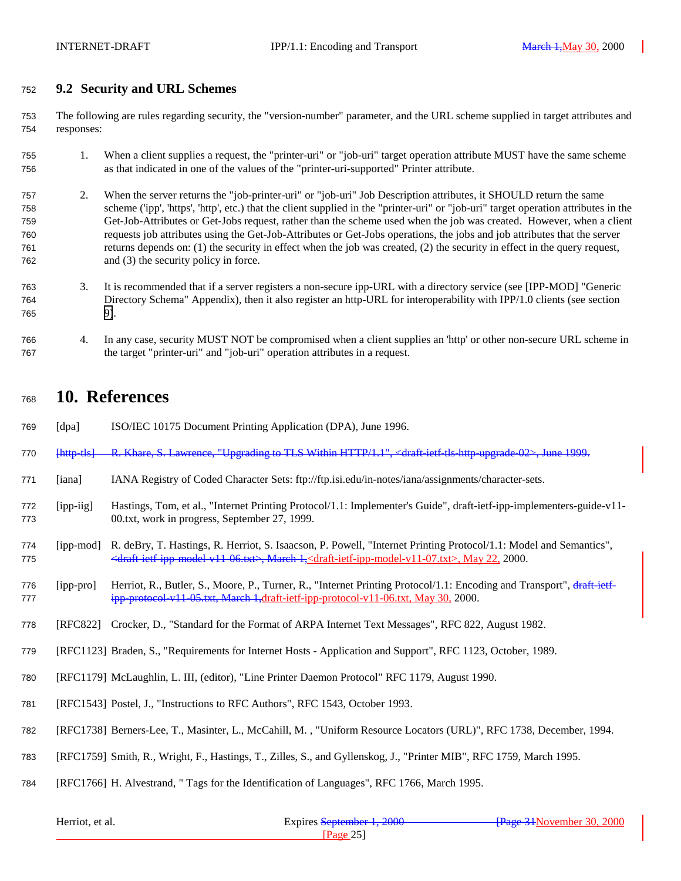## 9.2 Security and URL Schemes

The following are rules regarding security, the "version-number" parameter, and the URL scheme supplied in target attributes and responses:

1. When a client supplies a request, the "printer-uri" or "job-uri" target operation attribute MUST have the same scheme as that indicated in one of the values of the "printer-uri-supported" Printer attribute.

2. When the server returns the "job-printer-uri" or "job-uri" Job Description attributes, it SHOULD return the same scheme ('ipp', 'https', 'http', etc.) that the client supplied in the "printer-uri" or "job-uri" target operation attributes in the Get-Job-Attributes or Get-Jobs request, rather than the scheme used when the job was created. However, when a client requests job attributes using the Get-Job-Attributes or Get-Jobs operations, the jobs and job attributes that the server returns depends on: (1) the security in effect when the job was created, (2) the security in effect in the query request, and (3) the security policy in force.

3. It is recommended that if a server registers a non-secure ipp-URL with a directory service (see [IPP-MOD] "Generic Directory Schema" Appendix), then it also register an http-URL for interoperability with IPP/1.0 clients (see section 9).

4. In any case, security MUST NOT be compromised when a client supplies an 'http' or other non-secure URL scheme in the target "printer-uri" and "job-uri" operation attributes in a request.

# 10. References

[dpa] ISO/IEC 10175 Document Printing Application (DPA), June 1996.

~~[http-tls] R. Khare, S. Lawrence, "Upgrading to TLS Within HTTP/1.1", <draft-ietf-tls-http-upgrade-02>, June 1999.~~

[iana] IANA Registry of Coded Character Sets: ftp://ftp.isi.edu/in-notes/iana/assignments/character-sets.

[ipp-iig] Hastings, Tom, et al., "Internet Printing Protocol/1.1: Implementer's Guide", draft-ietf-ipp-implementers-guide-v11-00.txt, work in progress, September 27, 1999.

[ipp-mod] R. deBry, T. Hastings, R. Herriot, S. Isaacson, P. Powell, "Internet Printing Protocol/1.1: Model and Semantics", ~~<draft-ietf-ipp-model-v11-06.txt>, March 1,~~<draft-ietf-ipp-model-v11-07.txt>, May 22, 2000.

[ipp-pro] Herriot, R., Butler, S., Moore, P., Turner, R., "Internet Printing Protocol/1.1: Encoding and Transport", ~~draft-ietf-ipp-protocol-v11-05.txt, March 1,~~draft-ietf-ipp-protocol-v11-06.txt, May 30, 2000.

[RFC822] Crocker, D., "Standard for the Format of ARPA Internet Text Messages", RFC 822, August 1982.

[RFC1123] Braden, S., "Requirements for Internet Hosts - Application and Support", RFC 1123, October, 1989.

[RFC1179] McLaughlin, L. III, (editor), "Line Printer Daemon Protocol" RFC 1179, August 1990.

[RFC1543] Postel, J., "Instructions to RFC Authors", RFC 1543, October 1993.

[RFC1738] Berners-Lee, T., Masinter, L., McCahill, M. , "Uniform Resource Locators (URL)", RFC 1738, December, 1994.

[RFC1759] Smith, R., Wright, F., Hastings, T., Zilles, S., and Gyllenskog, J., "Printer MIB", RFC 1759, March 1995.

[RFC1766] H. Alvestrand, " Tags for the Identification of Languages", RFC 1766, March 1995.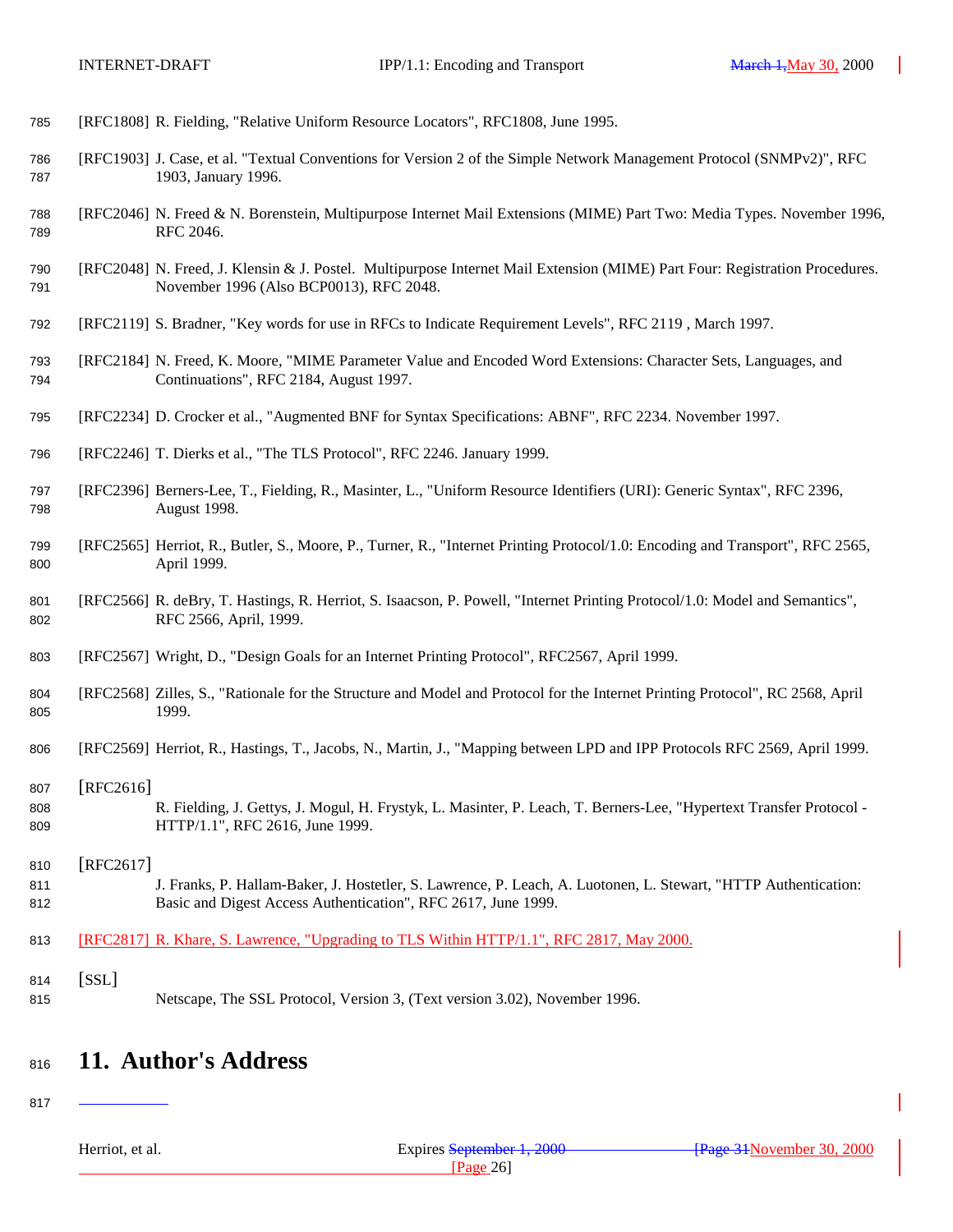[RFC1808] R. Fielding, "Relative Uniform Resource Locators", RFC1808, June 1995.

[RFC1903] J. Case, et al. "Textual Conventions for Version 2 of the Simple Network Management Protocol (SNMPv2)", RFC 1903, January 1996.

[RFC2046] N. Freed & N. Borenstein, Multipurpose Internet Mail Extensions (MIME) Part Two: Media Types. November 1996, RFC 2046.

[RFC2048] N. Freed, J. Klensin & J. Postel. Multipurpose Internet Mail Extension (MIME) Part Four: Registration Procedures. November 1996 (Also BCP0013), RFC 2048.

[RFC2119] S. Bradner, "Key words for use in RFCs to Indicate Requirement Levels", RFC 2119 , March 1997.

[RFC2184] N. Freed, K. Moore, "MIME Parameter Value and Encoded Word Extensions: Character Sets, Languages, and Continuations", RFC 2184, August 1997.

[RFC2234] D. Crocker et al., "Augmented BNF for Syntax Specifications: ABNF", RFC 2234. November 1997.

[RFC2246] T. Dierks et al., "The TLS Protocol", RFC 2246. January 1999.

[RFC2396] Berners-Lee, T., Fielding, R., Masinter, L., "Uniform Resource Identifiers (URI): Generic Syntax", RFC 2396, August 1998.

[RFC2565] Herriot, R., Butler, S., Moore, P., Turner, R., "Internet Printing Protocol/1.0: Encoding and Transport", RFC 2565, April 1999.

[RFC2566] R. deBry, T. Hastings, R. Herriot, S. Isaacson, P. Powell, "Internet Printing Protocol/1.0: Model and Semantics", RFC 2566, April, 1999.

[RFC2567] Wright, D., "Design Goals for an Internet Printing Protocol", RFC2567, April 1999.

[RFC2568] Zilles, S., "Rationale for the Structure and Model and Protocol for the Internet Printing Protocol", RC 2568, April 1999.

[RFC2569] Herriot, R., Hastings, T., Jacobs, N., Martin, J., "Mapping between LPD and IPP Protocols RFC 2569, April 1999.

[RFC2616]
R. Fielding, J. Gettys, J. Mogul, H. Frystyk, L. Masinter, P. Leach, T. Berners-Lee, "Hypertext Transfer Protocol - HTTP/1.1", RFC 2616, June 1999.

[RFC2617]
J. Franks, P. Hallam-Baker, J. Hostetler, S. Lawrence, P. Leach, A. Luotonen, L. Stewart, "HTTP Authentication: Basic and Digest Access Authentication", RFC 2617, June 1999.

[RFC2817] R. Khare, S. Lawrence, "Upgrading to TLS Within HTTP/1.1", RFC 2817, May 2000.

[SSL]
Netscape, The SSL Protocol, Version 3, (Text version 3.02), November 1996.

# 11. Author's Address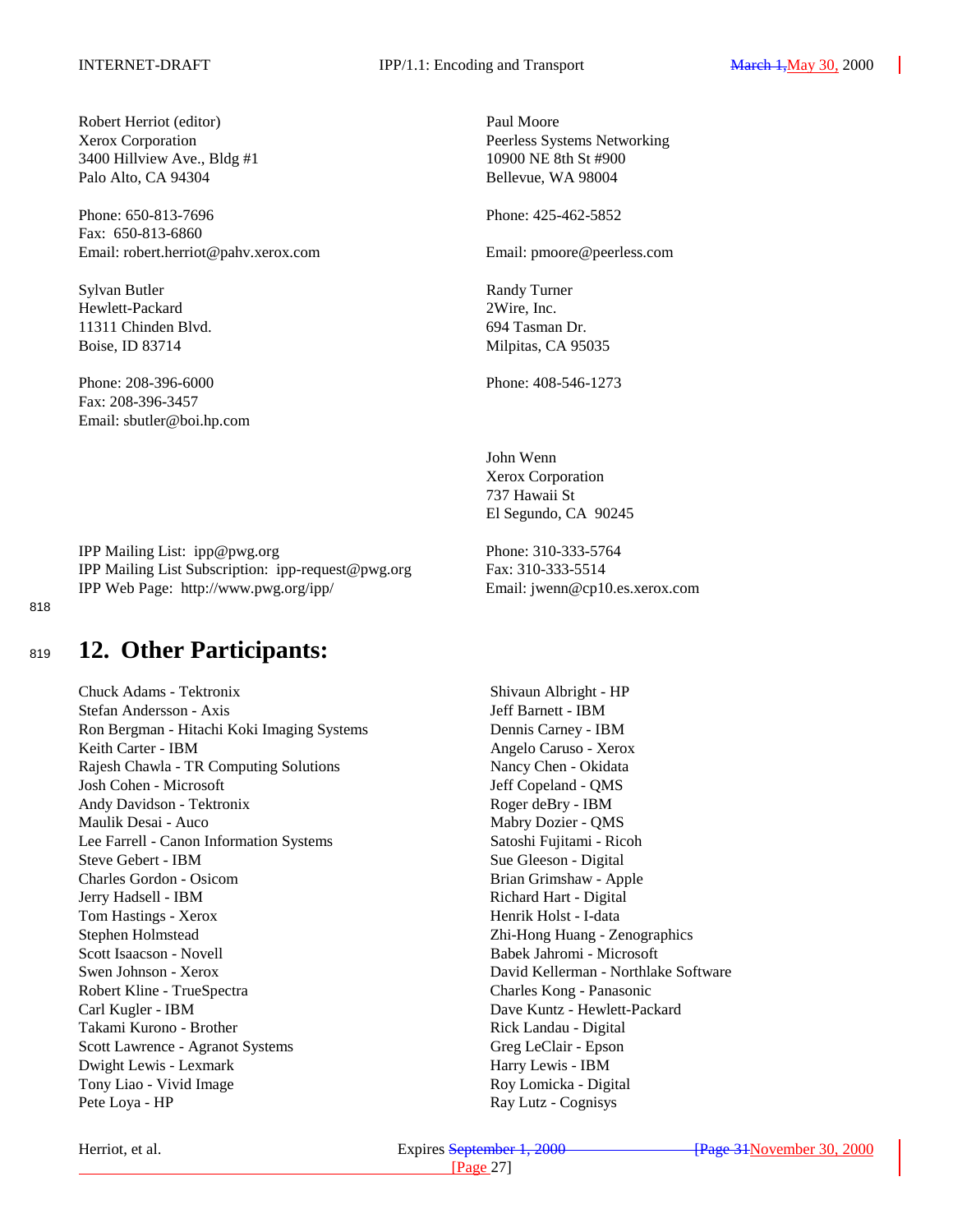Robert Herriot (editor)
Xerox Corporation
3400 Hillview Ave., Bldg #1
Palo Alto, CA 94304

Phone: 650-813-7696
Fax: 650-813-6860
Email: robert.herriot@pahv.xerox.com

Sylvan Butler
Hewlett-Packard
11311 Chinden Blvd.
Boise, ID 83714

Phone: 208-396-6000
Fax: 208-396-3457
Email: sbutler@boi.hp.com

Paul Moore
Peerless Systems Networking
10900 NE 8th St #900
Bellevue, WA 98004

Phone: 425-462-5852

Email: pmoore@peerless.com

Randy Turner
2Wire, Inc.
694 Tasman Dr.
Milpitas, CA 95035

Phone: 408-546-1273

John Wenn
Xerox Corporation
737 Hawaii St
El Segundo, CA 90245

Phone: 310-333-5764
Fax: 310-333-5514
Email: jwenn@cp10.es.xerox.com

IPP Mailing List: ipp@pwg.org
IPP Mailing List Subscription: ipp-request@pwg.org
IPP Web Page: http://www.pwg.org/ipp/

# 12. Other Participants:

Chuck Adams - Tektronix
Stefan Andersson - Axis
Ron Bergman - Hitachi Koki Imaging Systems
Keith Carter - IBM
Rajesh Chawla - TR Computing Solutions
Josh Cohen - Microsoft
Andy Davidson - Tektronix
Maulik Desai - Auco
Lee Farrell - Canon Information Systems
Steve Gebert - IBM
Charles Gordon - Osicom
Jerry Hadsell - IBM
Tom Hastings - Xerox
Stephen Holmstead
Scott Isaacson - Novell
Swen Johnson - Xerox
Robert Kline - TrueSpectra
Carl Kugler - IBM
Takami Kurono - Brother
Scott Lawrence - Agranot Systems
Dwight Lewis - Lexmark
Tony Liao - Vivid Image
Pete Loya - HP
Shivaun Albright - HP
Jeff Barnett - IBM
Dennis Carney - IBM
Angelo Caruso - Xerox
Nancy Chen - Okidata
Jeff Copeland - QMS
Roger deBry - IBM
Mabry Dozier - QMS
Satoshi Fujitami - Ricoh
Sue Gleeson - Digital
Brian Grimshaw - Apple
Richard Hart - Digital
Henrik Holst - I-data
Zhi-Hong Huang - Zenographics
Babek Jahromi - Microsoft
David Kellerman - Northlake Software
Charles Kong - Panasonic
Dave Kuntz - Hewlett-Packard
Rick Landau - Digital
Greg LeClair - Epson
Harry Lewis - IBM
Roy Lomicka - Digital
Ray Lutz - Cognisys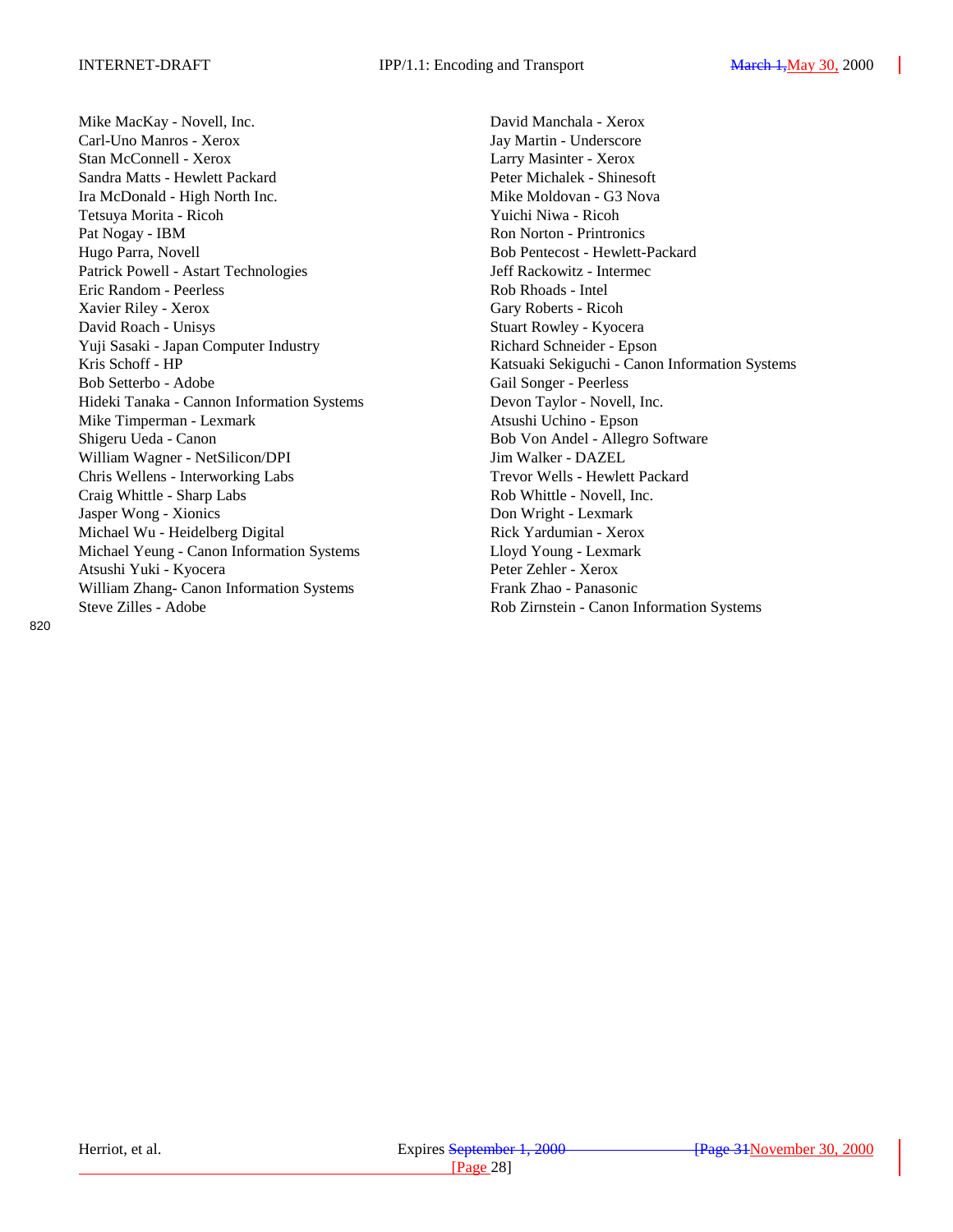Mike MacKay - Novell, Inc.
Carl-Uno Manros - Xerox
Stan McConnell - Xerox
Sandra Matts - Hewlett Packard
Ira McDonald - High North Inc.
Tetsuya Morita - Ricoh
Pat Nogay - IBM
Hugo Parra, Novell
Patrick Powell - Astart Technologies
Eric Random - Peerless
Xavier Riley - Xerox
David Roach - Unisys
Yuji Sasaki - Japan Computer Industry
Kris Schoff - HP
Bob Setterbo - Adobe
Hideki Tanaka - Cannon Information Systems
Mike Timperman - Lexmark
Shigeru Ueda - Canon
William Wagner - NetSilicon/DPI
Chris Wellens - Interworking Labs
Craig Whittle - Sharp Labs
Jasper Wong - Xionics
Michael Wu - Heidelberg Digital
Michael Yeung - Canon Information Systems
Atsushi Yuki - Kyocera
William Zhang- Canon Information Systems
Steve Zilles - Adobe
David Manchala - Xerox
Jay Martin - Underscore
Larry Masinter - Xerox
Peter Michalek - Shinesoft
Mike Moldovan - G3 Nova
Yuichi Niwa - Ricoh
Ron Norton - Printronics
Bob Pentecost - Hewlett-Packard
Jeff Rackowitz - Intermec
Rob Rhoads - Intel
Gary Roberts - Ricoh
Stuart Rowley - Kyocera
Richard Schneider - Epson
Katsuaki Sekiguchi - Canon Information Systems
Gail Songer - Peerless
Devon Taylor - Novell, Inc.
Atsushi Uchino - Epson
Bob Von Andel - Allegro Software
Jim Walker - DAZEL
Trevor Wells - Hewlett Packard
Rob Whittle - Novell, Inc.
Don Wright - Lexmark
Rick Yardumian - Xerox
Lloyd Young - Lexmark
Peter Zehler - Xerox
Frank Zhao - Panasonic
Rob Zirnstein - Canon Information Systems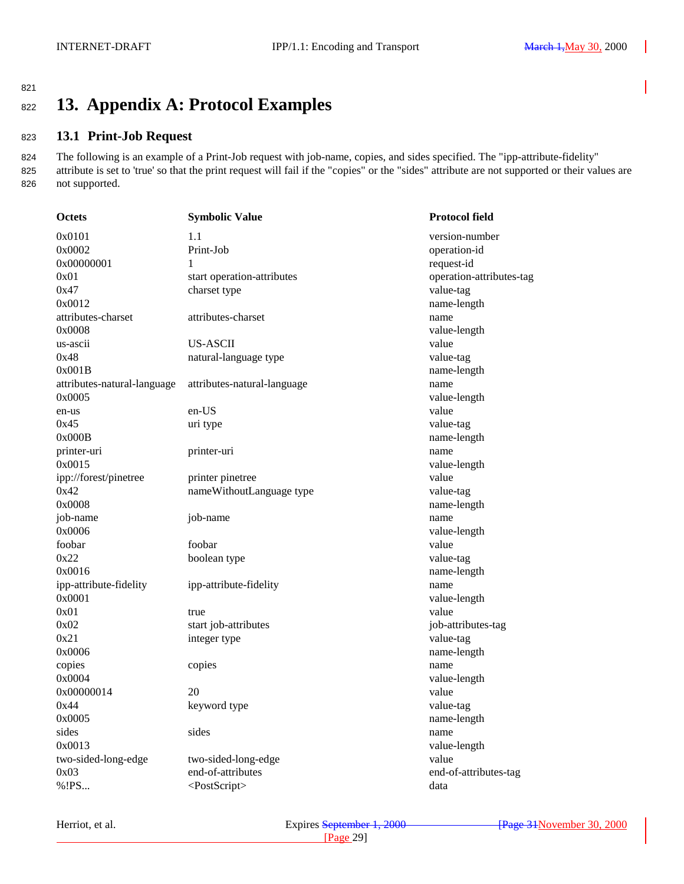# 13. Appendix A: Protocol Examples

## 13.1 Print-Job Request

The following is an example of a Print-Job request with job-name, copies, and sides specified. The "ipp-attribute-fidelity" attribute is set to 'true' so that the print request will fail if the "copies" or the "sides" attribute are not supported or their values are not supported.

| Octets | Symbolic Value | Protocol field |
|---|---|---|
| 0x0101 | 1.1 | version-number |
| 0x0002 | Print-Job | operation-id |
| 0x00000001 | 1 | request-id |
| 0x01 | start operation-attributes | operation-attributes-tag |
| 0x47 | charset type | value-tag |
| 0x0012 | | name-length |
| attributes-charset | attributes-charset | name |
| 0x0008 | | value-length |
| us-ascii | US-ASCII | value |
| 0x48 | natural-language type | value-tag |
| 0x001B | | name-length |
| attributes-natural-language | attributes-natural-language | name |
| 0x0005 | | value-length |
| en-us | en-US | value |
| 0x45 | uri type | value-tag |
| 0x000B | | name-length |
| printer-uri | printer-uri | name |
| 0x0015 | | value-length |
| ipp://forest/pinetree | printer pinetree | value |
| 0x42 | nameWithoutLanguage type | value-tag |
| 0x0008 | | name-length |
| job-name | job-name | name |
| 0x0006 | | value-length |
| foobar | foobar | value |
| 0x22 | boolean type | value-tag |
| 0x0016 | | name-length |
| ipp-attribute-fidelity | ipp-attribute-fidelity | name |
| 0x0001 | | value-length |
| 0x01 | true | value |
| 0x02 | start job-attributes | job-attributes-tag |
| 0x21 | integer type | value-tag |
| 0x0006 | | name-length |
| copies | copies | name |
| 0x0004 | | value-length |
| 0x00000014 | 20 | value |
| 0x44 | keyword type | value-tag |
| 0x0005 | | name-length |
| sides | sides | name |
| 0x0013 | | value-length |
| two-sided-long-edge | two-sided-long-edge | value |
| 0x03 | end-of-attributes | end-of-attributes-tag |
| %!PS... | <PostScript> | data |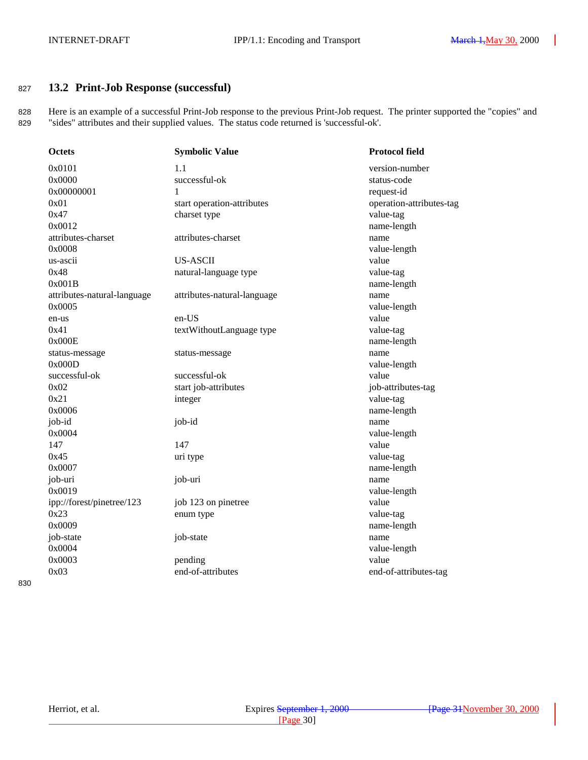## 13.2 Print-Job Response (successful)

Here is an example of a successful Print-Job response to the previous Print-Job request. The printer supported the "copies" and "sides" attributes and their supplied values. The status code returned is 'successful-ok'.

| Octets | Symbolic Value | Protocol field |
|---|---|---|
| 0x0101 | 1.1 | version-number |
| 0x0000 | successful-ok | status-code |
| 0x00000001 | 1 | request-id |
| 0x01 | start operation-attributes | operation-attributes-tag |
| 0x47 | charset type | value-tag |
| 0x0012 | | name-length |
| attributes-charset | attributes-charset | name |
| 0x0008 | | value-length |
| us-ascii | US-ASCII | value |
| 0x48 | natural-language type | value-tag |
| 0x001B | | name-length |
| attributes-natural-language | attributes-natural-language | name |
| 0x0005 | | value-length |
| en-us | en-US | value |
| 0x41 | textWithoutLanguage type | value-tag |
| 0x000E | | name-length |
| status-message | status-message | name |
| 0x000D | | value-length |
| successful-ok | successful-ok | value |
| 0x02 | start job-attributes | job-attributes-tag |
| 0x21 | integer | value-tag |
| 0x0006 | | name-length |
| job-id | job-id | name |
| 0x0004 | | value-length |
| 147 | 147 | value |
| 0x45 | uri type | value-tag |
| 0x0007 | | name-length |
| job-uri | job-uri | name |
| 0x0019 | | value-length |
| ipp://forest/pinetree/123 | job 123 on pinetree | value |
| 0x23 | enum type | value-tag |
| 0x0009 | | name-length |
| job-state | job-state | name |
| 0x0004 | | value-length |
| 0x0003 | pending | value |
| 0x03 | end-of-attributes | end-of-attributes-tag |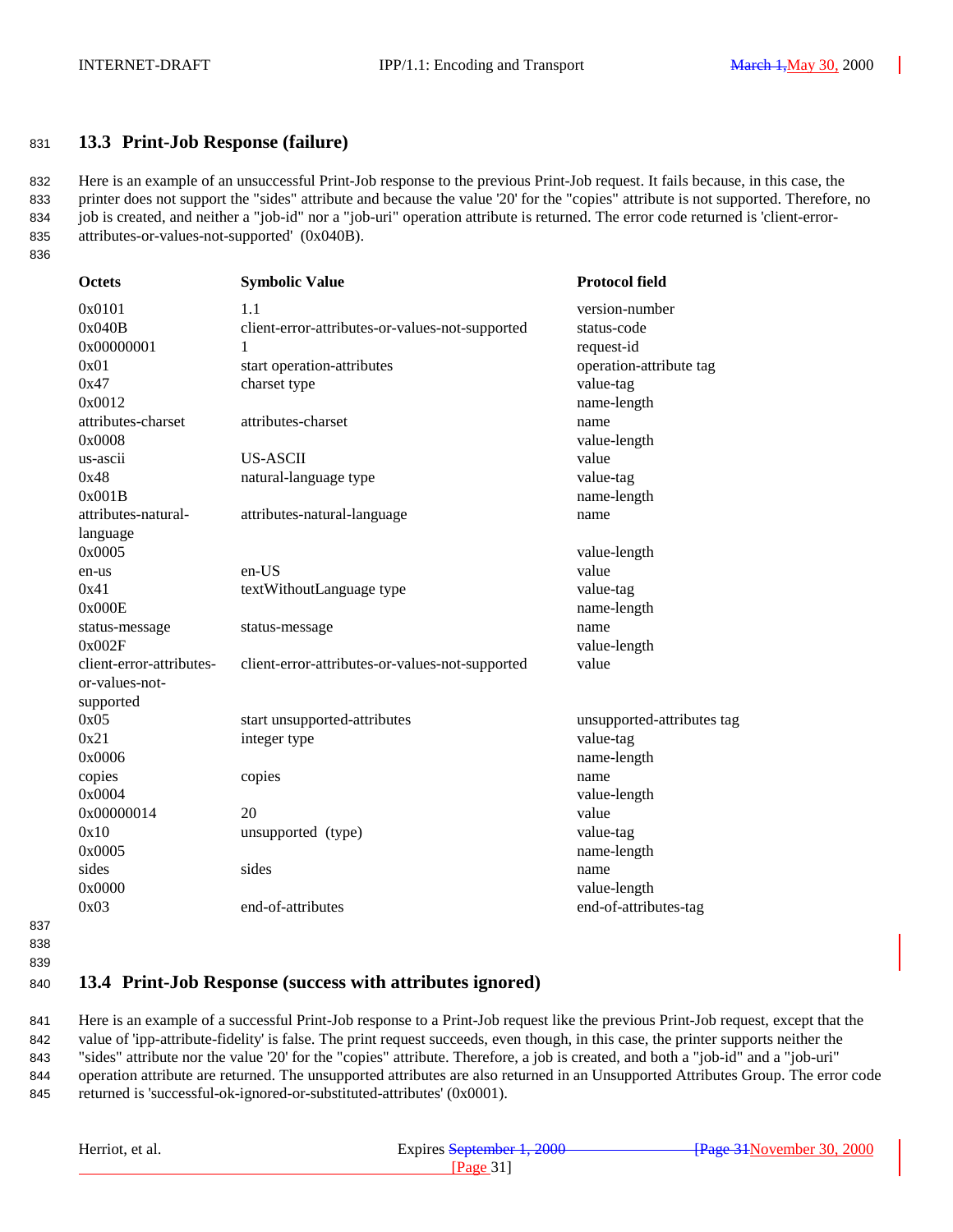## 13.3 Print-Job Response (failure)

Here is an example of an unsuccessful Print-Job response to the previous Print-Job request. It fails because, in this case, the printer does not support the "sides" attribute and because the value '20' for the "copies" attribute is not supported. Therefore, no job is created, and neither a "job-id" nor a "job-uri" operation attribute is returned. The error code returned is 'client-error-attributes-or-values-not-supported' (0x040B).

| Octets | Symbolic Value | Protocol field |
|---|---|---|
| 0x0101 | 1.1 | version-number |
| 0x040B | client-error-attributes-or-values-not-supported | status-code |
| 0x00000001 | 1 | request-id |
| 0x01 | start operation-attributes | operation-attribute tag |
| 0x47 | charset type | value-tag |
| 0x0012 | | name-length |
| attributes-charset | attributes-charset | name |
| 0x0008 | | value-length |
| us-ascii | US-ASCII | value |
| 0x48 | natural-language type | value-tag |
| 0x001B | | name-length |
| attributes-natural-language | attributes-natural-language | name |
| 0x0005 | | value-length |
| en-us | en-US | value |
| 0x41 | textWithoutLanguage type | value-tag |
| 0x000E | | name-length |
| status-message | status-message | name |
| 0x002F | | value-length |
| client-error-attributes-or-values-not-supported | client-error-attributes-or-values-not-supported | value |
| 0x05 | start unsupported-attributes | unsupported-attributes tag |
| 0x21 | integer type | value-tag |
| 0x0006 | | name-length |
| copies | copies | name |
| 0x0004 | | value-length |
| 0x00000014 | 20 | value |
| 0x10 | unsupported (type) | value-tag |
| 0x0005 | | name-length |
| sides | sides | name |
| 0x0000 | | value-length |
| 0x03 | end-of-attributes | end-of-attributes-tag |

## 13.4 Print-Job Response (success with attributes ignored)

Here is an example of a successful Print-Job response to a Print-Job request like the previous Print-Job request, except that the value of 'ipp-attribute-fidelity' is false. The print request succeeds, even though, in this case, the printer supports neither the "sides" attribute nor the value '20' for the "copies" attribute. Therefore, a job is created, and both a "job-id" and a "job-uri" operation attribute are returned. The unsupported attributes are also returned in an Unsupported Attributes Group. The error code returned is 'successful-ok-ignored-or-substituted-attributes' (0x0001).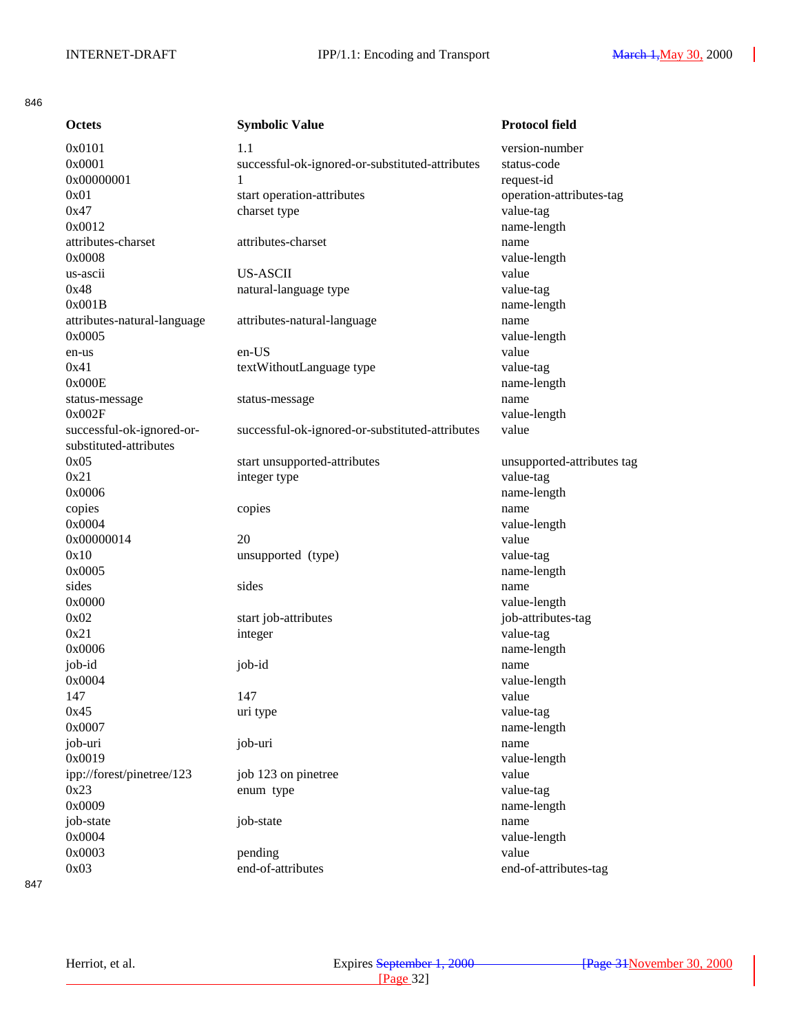846

| Octets | Symbolic Value | Protocol field |
|---|---|---|
| 0x0101 | 1.1 | version-number |
| 0x0001 | successful-ok-ignored-or-substituted-attributes | status-code |
| 0x00000001 | 1 | request-id |
| 0x01 | start operation-attributes | operation-attributes-tag |
| 0x47 | charset type | value-tag |
| 0x0012 | | name-length |
| attributes-charset | attributes-charset | name |
| 0x0008 | | value-length |
| us-ascii | US-ASCII | value |
| 0x48 | natural-language type | value-tag |
| 0x001B | | name-length |
| attributes-natural-language | attributes-natural-language | name |
| 0x0005 | | value-length |
| en-us | en-US | value |
| 0x41 | textWithoutLanguage type | value-tag |
| 0x000E | | name-length |
| status-message | status-message | name |
| 0x002F | | value-length |
| successful-ok-ignored-or-substituted-attributes | successful-ok-ignored-or-substituted-attributes | value |
| 0x05 | start unsupported-attributes | unsupported-attributes tag |
| 0x21 | integer type | value-tag |
| 0x0006 | | name-length |
| copies | copies | name |
| 0x0004 | | value-length |
| 0x00000014 | 20 | value |
| 0x10 | unsupported (type) | value-tag |
| 0x0005 | | name-length |
| sides | sides | name |
| 0x0000 | | value-length |
| 0x02 | start job-attributes | job-attributes-tag |
| 0x21 | integer | value-tag |
| 0x0006 | | name-length |
| job-id | job-id | name |
| 0x0004 | | value-length |
| 147 | 147 | value |
| 0x45 | uri type | value-tag |
| 0x0007 | | name-length |
| job-uri | job-uri | name |
| 0x0019 | | value-length |
| ipp://forest/pinetree/123 | job 123 on pinetree | value |
| 0x23 | enum type | value-tag |
| 0x0009 | | name-length |
| job-state | job-state | name |
| 0x0004 | | value-length |
| 0x0003 | pending | value |
| 0x03 | end-of-attributes | end-of-attributes-tag |

847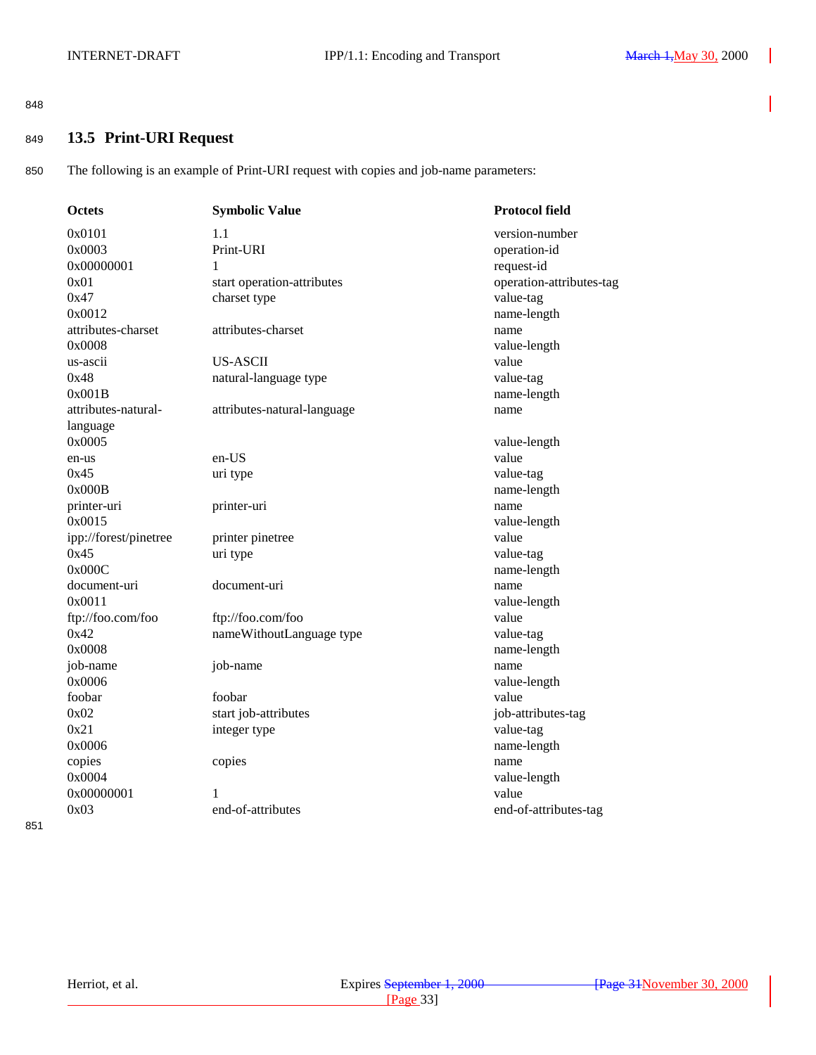## 13.5 Print-URI Request

The following is an example of Print-URI request with copies and job-name parameters:

| Octets | Symbolic Value | Protocol field |
|---|---|---|
| 0x0101 | 1.1 | version-number |
| 0x0003 | Print-URI | operation-id |
| 0x00000001 | 1 | request-id |
| 0x01 | start operation-attributes | operation-attributes-tag |
| 0x47 | charset type | value-tag |
| 0x0012 | | name-length |
| attributes-charset | attributes-charset | name |
| 0x0008 | | value-length |
| us-ascii | US-ASCII | value |
| 0x48 | natural-language type | value-tag |
| 0x001B | | name-length |
| attributes-natural-language | attributes-natural-language | name |
| 0x0005 | | value-length |
| en-us | en-US | value |
| 0x45 | uri type | value-tag |
| 0x000B | | name-length |
| printer-uri | printer-uri | name |
| 0x0015 | | value-length |
| ipp://forest/pinetree | printer pinetree | value |
| 0x45 | uri type | value-tag |
| 0x000C | | name-length |
| document-uri | document-uri | name |
| 0x0011 | | value-length |
| ftp://foo.com/foo | ftp://foo.com/foo | value |
| 0x42 | nameWithoutLanguage type | value-tag |
| 0x0008 | | name-length |
| job-name | job-name | name |
| 0x0006 | | value-length |
| foobar | foobar | value |
| 0x02 | start job-attributes | job-attributes-tag |
| 0x21 | integer type | value-tag |
| 0x0006 | | name-length |
| copies | copies | name |
| 0x0004 | | value-length |
| 0x00000001 | 1 | value |
| 0x03 | end-of-attributes | end-of-attributes-tag |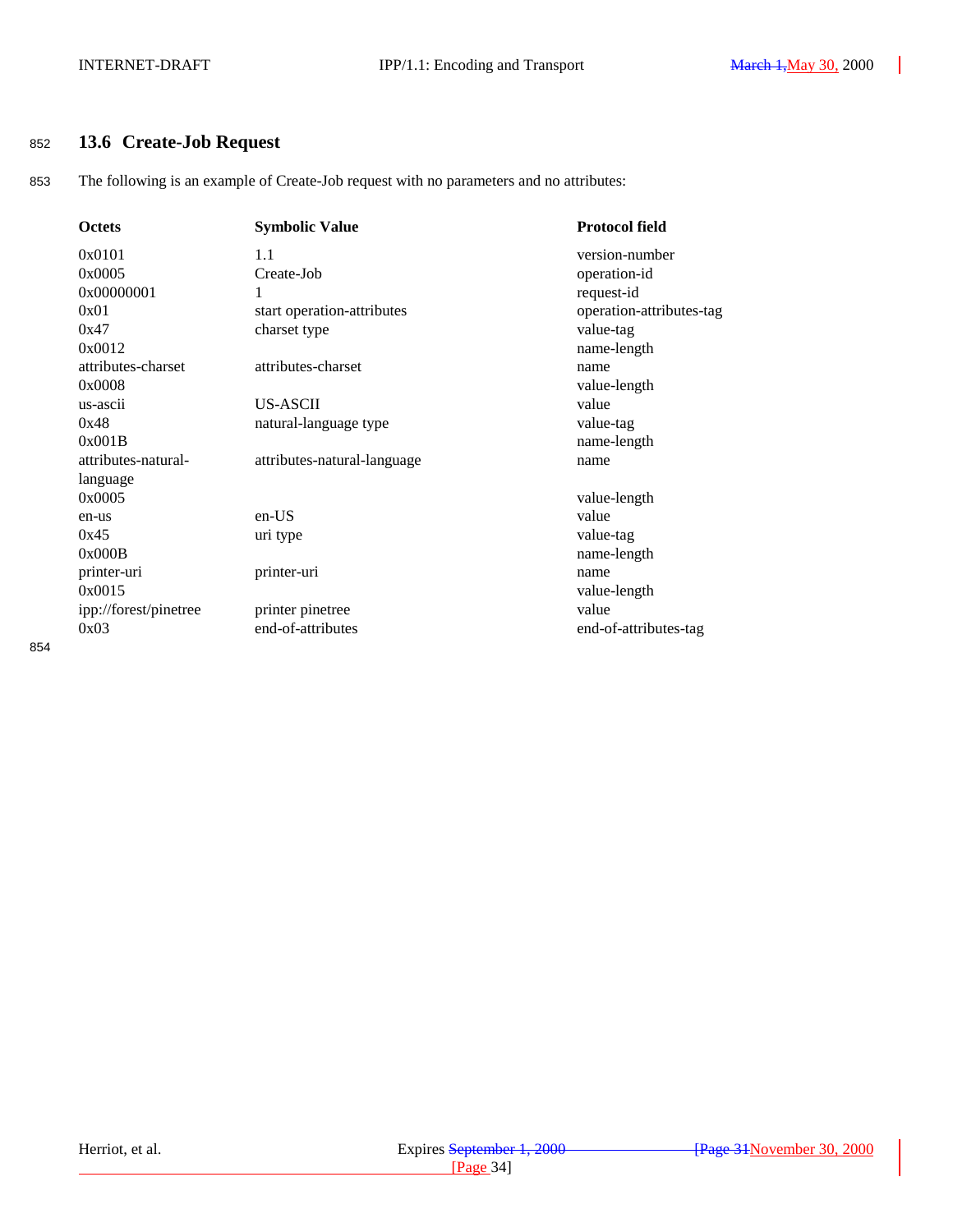## 13.6 Create-Job Request

The following is an example of Create-Job request with no parameters and no attributes:

| Octets | Symbolic Value | Protocol field |
|---|---|---|
| 0x0101 | 1.1 | version-number |
| 0x0005 | Create-Job | operation-id |
| 0x00000001 | 1 | request-id |
| 0x01 | start operation-attributes | operation-attributes-tag |
| 0x47 | charset type | value-tag |
| 0x0012 | | name-length |
| attributes-charset | attributes-charset | name |
| 0x0008 | | value-length |
| us-ascii | US-ASCII | value |
| 0x48 | natural-language type | value-tag |
| 0x001B | | name-length |
| attributes-natural-language | attributes-natural-language | name |
| 0x0005 | | value-length |
| en-us | en-US | value |
| 0x45 | uri type | value-tag |
| 0x000B | | name-length |
| printer-uri | printer-uri | name |
| 0x0015 | | value-length |
| ipp://forest/pinetree | printer pinetree | value |
| 0x03 | end-of-attributes | end-of-attributes-tag |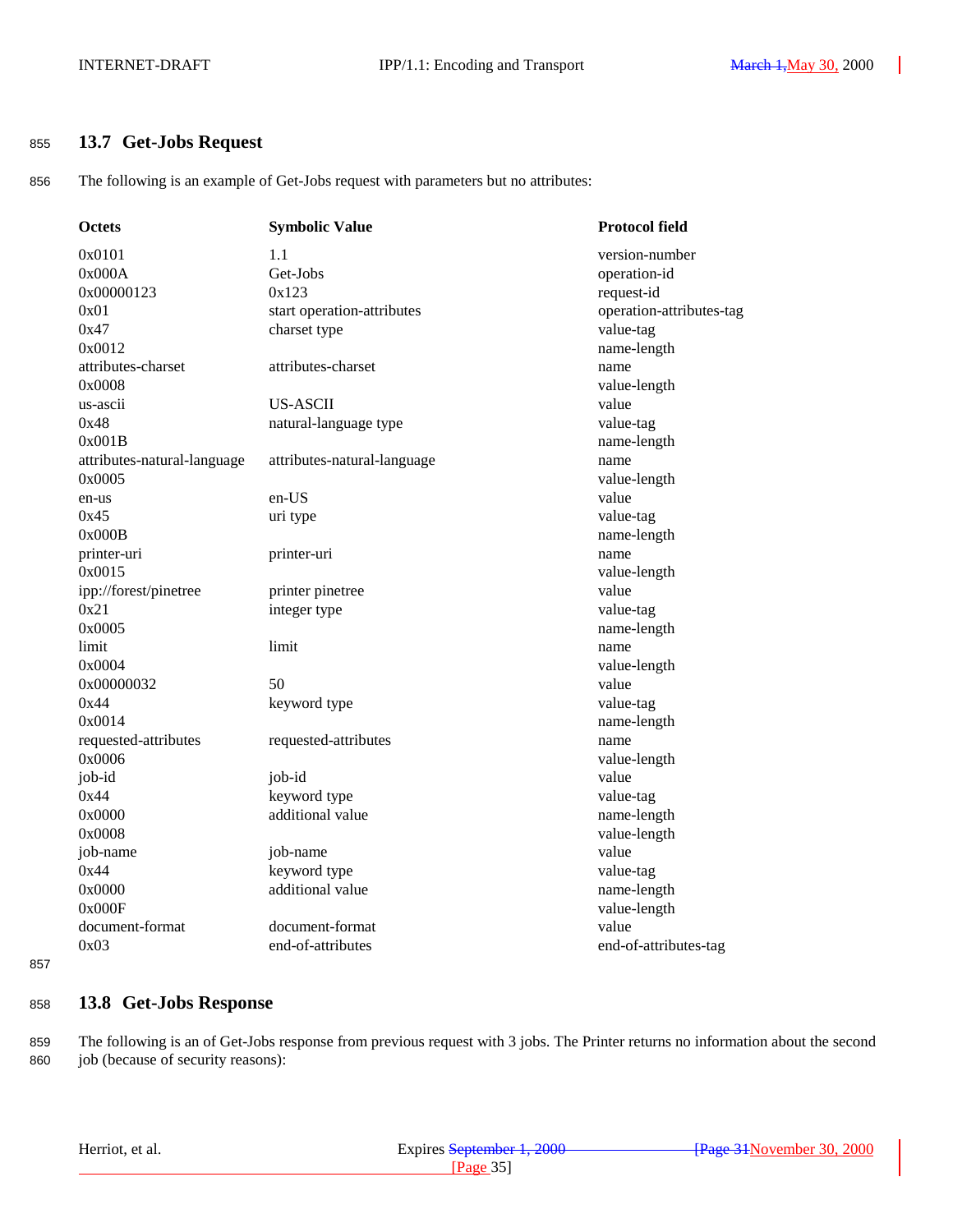## 13.7 Get-Jobs Request

The following is an example of Get-Jobs request with parameters but no attributes:

| Octets | Symbolic Value | Protocol field |
| --- | --- | --- |
| 0x0101 | 1.1 | version-number |
| 0x000A | Get-Jobs | operation-id |
| 0x00000123 | 0x123 | request-id |
| 0x01 | start operation-attributes | operation-attributes-tag |
| 0x47 | charset type | value-tag |
| 0x0012 | | name-length |
| attributes-charset | attributes-charset | name |
| 0x0008 | | value-length |
| us-ascii | US-ASCII | value |
| 0x48 | natural-language type | value-tag |
| 0x001B | | name-length |
| attributes-natural-language | attributes-natural-language | name |
| 0x0005 | | value-length |
| en-us | en-US | value |
| 0x45 | uri type | value-tag |
| 0x000B | | name-length |
| printer-uri | printer-uri | name |
| 0x0015 | | value-length |
| ipp://forest/pinetree | printer pinetree | value |
| 0x21 | integer type | value-tag |
| 0x0005 | | name-length |
| limit | limit | name |
| 0x0004 | | value-length |
| 0x00000032 | 50 | value |
| 0x44 | keyword type | value-tag |
| 0x0014 | | name-length |
| requested-attributes | requested-attributes | name |
| 0x0006 | | value-length |
| job-id | job-id | value |
| 0x44 | keyword type | value-tag |
| 0x0000 | additional value | name-length |
| 0x0008 | | value-length |
| job-name | job-name | value |
| 0x44 | keyword type | value-tag |
| 0x0000 | additional value | name-length |
| 0x000F | | value-length |
| document-format | document-format | value |
| 0x03 | end-of-attributes | end-of-attributes-tag |

## 13.8 Get-Jobs Response

The following is an of Get-Jobs response from previous request with 3 jobs. The Printer returns no information about the second job (because of security reasons):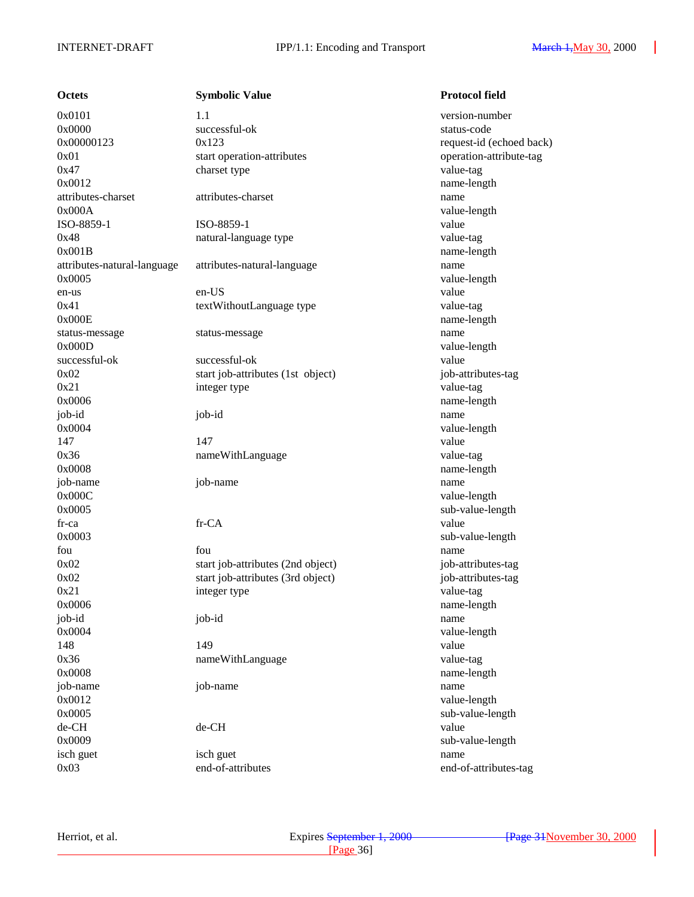| Octets | Symbolic Value | Protocol field |
|---|---|---|
| 0x0101 | 1.1 | version-number |
| 0x0000 | successful-ok | status-code |
| 0x00000123 | 0x123 | request-id (echoed back) |
| 0x01 | start operation-attributes | operation-attribute-tag |
| 0x47 | charset type | value-tag |
| 0x0012 | | name-length |
| attributes-charset | attributes-charset | name |
| 0x000A | | value-length |
| ISO-8859-1 | ISO-8859-1 | value |
| 0x48 | natural-language type | value-tag |
| 0x001B | | name-length |
| attributes-natural-language | attributes-natural-language | name |
| 0x0005 | | value-length |
| en-us | en-US | value |
| 0x41 | textWithoutLanguage type | value-tag |
| 0x000E | | name-length |
| status-message | status-message | name |
| 0x000D | | value-length |
| successful-ok | successful-ok | value |
| 0x02 | start job-attributes (1st object) | job-attributes-tag |
| 0x21 | integer type | value-tag |
| 0x0006 | | name-length |
| job-id | job-id | name |
| 0x0004 | | value-length |
| 147 | 147 | value |
| 0x36 | nameWithLanguage | value-tag |
| 0x0008 | | name-length |
| job-name | job-name | name |
| 0x000C | | value-length |
| 0x0005 | | sub-value-length |
| fr-ca | fr-CA | value |
| 0x0003 | | sub-value-length |
| fou | fou | name |
| 0x02 | start job-attributes (2nd object) | job-attributes-tag |
| 0x02 | start job-attributes (3rd object) | job-attributes-tag |
| 0x21 | integer type | value-tag |
| 0x0006 | | name-length |
| job-id | job-id | name |
| 0x0004 | | value-length |
| 148 | 149 | value |
| 0x36 | nameWithLanguage | value-tag |
| 0x0008 | | name-length |
| job-name | job-name | name |
| 0x0012 | | value-length |
| 0x0005 | | sub-value-length |
| de-CH | de-CH | value |
| 0x0009 | | sub-value-length |
| isch guet | isch guet | name |
| 0x03 | end-of-attributes | end-of-attributes-tag |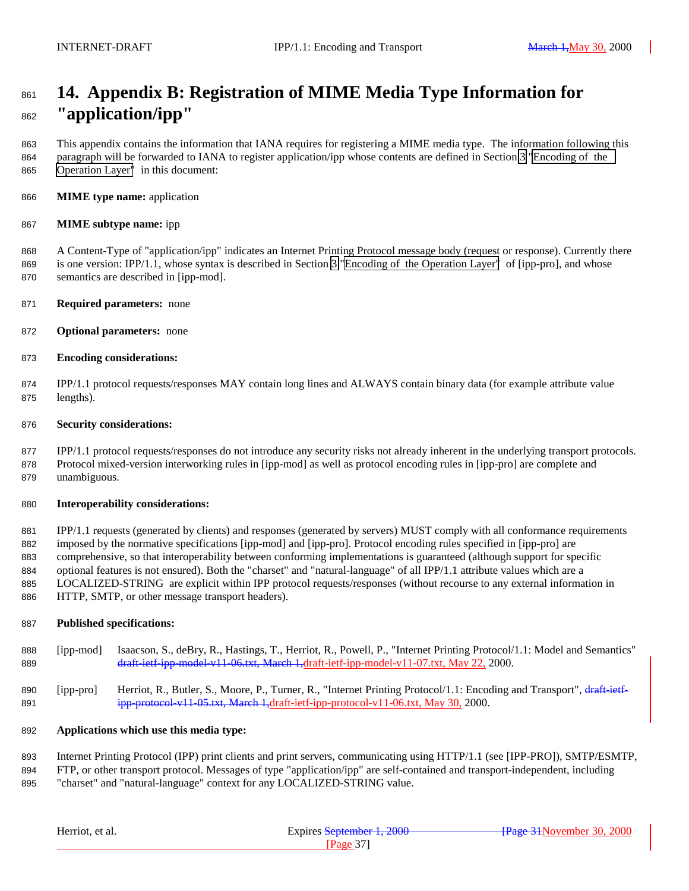# 14. Appendix B: Registration of MIME Media Type Information for "application/ipp"

This appendix contains the information that IANA requires for registering a MIME media type. The information following this paragraph will be forwarded to IANA to register application/ipp whose contents are defined in Section 3 "Encoding of the Operation Layer" in this document:

**MIME type name:** application

**MIME subtype name:** ipp

A Content-Type of "application/ipp" indicates an Internet Printing Protocol message body (request or response). Currently there is one version: IPP/1.1, whose syntax is described in Section 3 "Encoding of the Operation Layer" of [ipp-pro], and whose semantics are described in [ipp-mod].

**Required parameters:** none

**Optional parameters:** none

**Encoding considerations:**

IPP/1.1 protocol requests/responses MAY contain long lines and ALWAYS contain binary data (for example attribute value lengths).

**Security considerations:**

IPP/1.1 protocol requests/responses do not introduce any security risks not already inherent in the underlying transport protocols. Protocol mixed-version interworking rules in [ipp-mod] as well as protocol encoding rules in [ipp-pro] are complete and unambiguous.

**Interoperability considerations:**

IPP/1.1 requests (generated by clients) and responses (generated by servers) MUST comply with all conformance requirements imposed by the normative specifications [ipp-mod] and [ipp-pro]. Protocol encoding rules specified in [ipp-pro] are comprehensive, so that interoperability between conforming implementations is guaranteed (although support for specific optional features is not ensured). Both the "charset" and "natural-language" of all IPP/1.1 attribute values which are a LOCALIZED-STRING are explicit within IPP protocol requests/responses (without recourse to any external information in HTTP, SMTP, or other message transport headers).

**Published specifications:**

[ipp-mod] Isaacson, S., deBry, R., Hastings, T., Herriot, R., Powell, P., "Internet Printing Protocol/1.1: Model and Semantics" ~~draft-ietf-ipp-model-v11-06.txt, March 1,~~draft-ietf-ipp-model-v11-07.txt, May 22, 2000.

[ipp-pro] Herriot, R., Butler, S., Moore, P., Turner, R., "Internet Printing Protocol/1.1: Encoding and Transport", ~~draft-ietf-ipp-protocol-v11-05.txt, March 1,~~draft-ietf-ipp-protocol-v11-06.txt, May 30, 2000.

**Applications which use this media type:**

Internet Printing Protocol (IPP) print clients and print servers, communicating using HTTP/1.1 (see [IPP-PRO]), SMTP/ESMTP, FTP, or other transport protocol. Messages of type "application/ipp" are self-contained and transport-independent, including "charset" and "natural-language" context for any LOCALIZED-STRING value.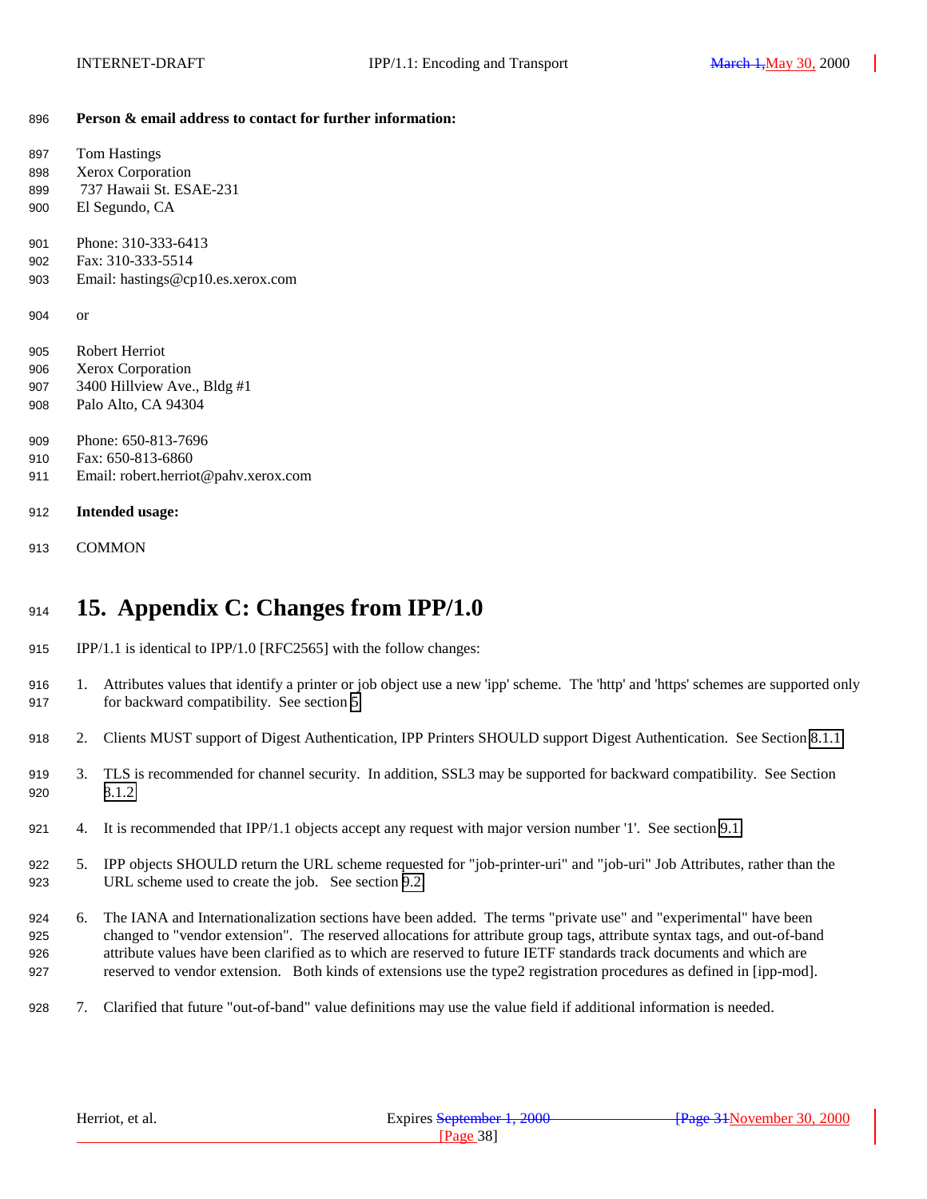**Person & email address to contact for further information:**

Tom Hastings
Xerox Corporation
737 Hawaii St. ESAE-231
El Segundo, CA

Phone: 310-333-6413
Fax: 310-333-5514
Email: hastings@cp10.es.xerox.com

or

Robert Herriot
Xerox Corporation
3400 Hillview Ave., Bldg #1
Palo Alto, CA 94304

Phone: 650-813-7696
Fax: 650-813-6860
Email: robert.herriot@pahv.xerox.com

**Intended usage:**

COMMON

# 15. Appendix C: Changes from IPP/1.0

IPP/1.1 is identical to IPP/1.0 [RFC2565] with the follow changes:

1. Attributes values that identify a printer or job object use a new 'ipp' scheme. The 'http' and 'https' schemes are supported only for backward compatibility. See section 5

2. Clients MUST support of Digest Authentication, IPP Printers SHOULD support Digest Authentication. See Section 8.1.1

3. TLS is recommended for channel security. In addition, SSL3 may be supported for backward compatibility. See Section 8.1.2

4. It is recommended that IPP/1.1 objects accept any request with major version number '1'. See section 9.1

5. IPP objects SHOULD return the URL scheme requested for "job-printer-uri" and "job-uri" Job Attributes, rather than the URL scheme used to create the job. See section 9.2

6. The IANA and Internationalization sections have been added. The terms "private use" and "experimental" have been changed to "vendor extension". The reserved allocations for attribute group tags, attribute syntax tags, and out-of-band attribute values have been clarified as to which are reserved to future IETF standards track documents and which are reserved to vendor extension. Both kinds of extensions use the type2 registration procedures as defined in [ipp-mod].

7. Clarified that future "out-of-band" value definitions may use the value field if additional information is needed.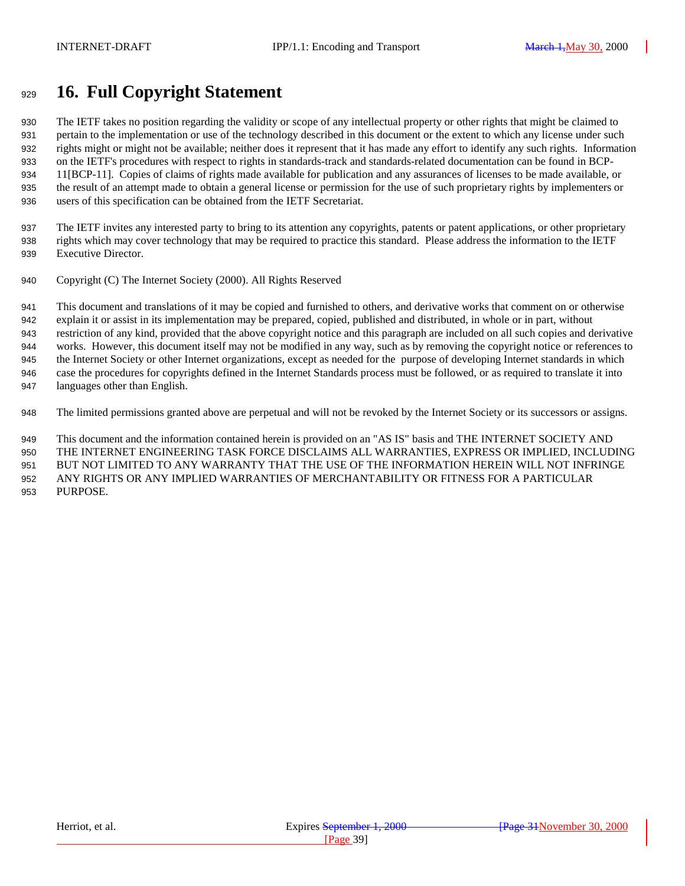# 16. Full Copyright Statement

The IETF takes no position regarding the validity or scope of any intellectual property or other rights that might be claimed to pertain to the implementation or use of the technology described in this document or the extent to which any license under such rights might or might not be available; neither does it represent that it has made any effort to identify any such rights. Information on the IETF's procedures with respect to rights in standards-track and standards-related documentation can be found in BCP-11[BCP-11]. Copies of claims of rights made available for publication and any assurances of licenses to be made available, or the result of an attempt made to obtain a general license or permission for the use of such proprietary rights by implementers or users of this specification can be obtained from the IETF Secretariat.

The IETF invites any interested party to bring to its attention any copyrights, patents or patent applications, or other proprietary rights which may cover technology that may be required to practice this standard. Please address the information to the IETF Executive Director.

Copyright (C) The Internet Society (2000). All Rights Reserved

This document and translations of it may be copied and furnished to others, and derivative works that comment on or otherwise explain it or assist in its implementation may be prepared, copied, published and distributed, in whole or in part, without restriction of any kind, provided that the above copyright notice and this paragraph are included on all such copies and derivative works. However, this document itself may not be modified in any way, such as by removing the copyright notice or references to the Internet Society or other Internet organizations, except as needed for the purpose of developing Internet standards in which case the procedures for copyrights defined in the Internet Standards process must be followed, or as required to translate it into languages other than English.

The limited permissions granted above are perpetual and will not be revoked by the Internet Society or its successors or assigns.

This document and the information contained herein is provided on an "AS IS" basis and THE INTERNET SOCIETY AND THE INTERNET ENGINEERING TASK FORCE DISCLAIMS ALL WARRANTIES, EXPRESS OR IMPLIED, INCLUDING BUT NOT LIMITED TO ANY WARRANTY THAT THE USE OF THE INFORMATION HEREIN WILL NOT INFRINGE ANY RIGHTS OR ANY IMPLIED WARRANTIES OF MERCHANTABILITY OR FITNESS FOR A PARTICULAR PURPOSE.